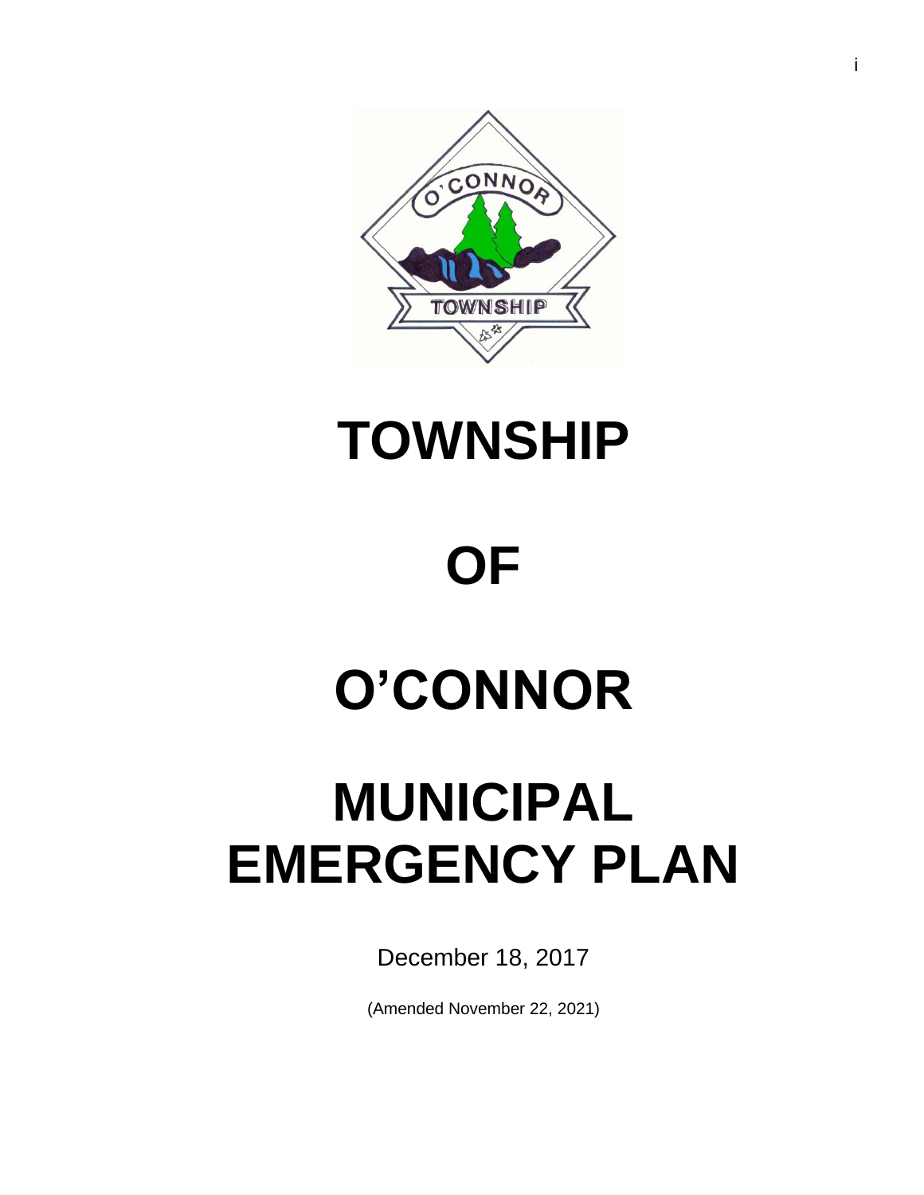# TOWNSHIP

# OF

# O'CONNOR

# MUNICIPAL EMERGENCY PLAN

December 18, 2017

(Amended November 22, 2021)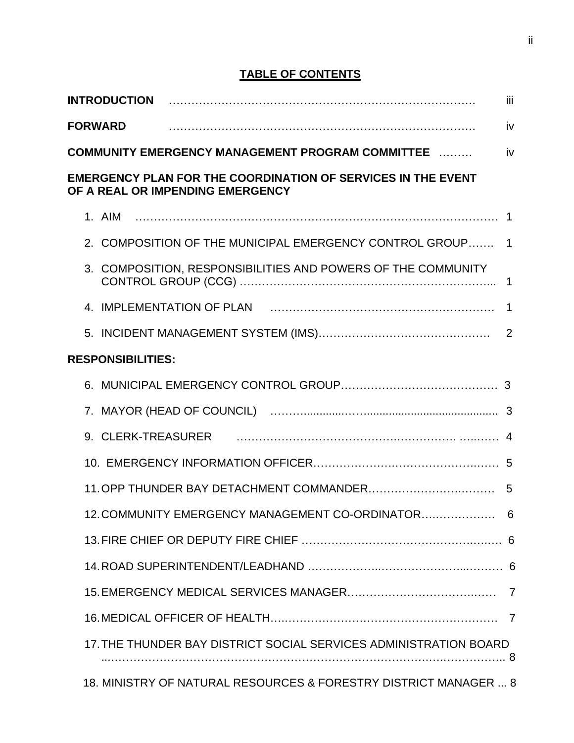# TABLE OF CONTENTS

**INTRODUCTION** ………………………………………………………………………… iii

**FORWARD** ………………………………………………………………………… iv

**COMMUNITY EMERGENCY MANAGEMENT PROGRAM COMMITTEE** ……… iv

**EMERGENCY PLAN FOR THE COORDINATION OF SERVICES IN THE EVENT OF A REAL OR IMPENDING EMERGENCY**

1. AIM ………………………………………………………………………………. 1
2. COMPOSITION OF THE MUNICIPAL EMERGENCY CONTROL GROUP……. 1
3. COMPOSITION, RESPONSIBILITIES AND POWERS OF THE COMMUNITY CONTROL GROUP (CCG) ………………………………………………………... 1
4. IMPLEMENTATION OF PLAN ………………………………………………… 1
5. INCIDENT MANAGEMENT SYSTEM (IMS)………………………………………. 2

**RESPONSIBILITIES:**

6. MUNICIPAL EMERGENCY CONTROL GROUP…………………………………… 3
7. MAYOR (HEAD OF COUNCIL) ……….............…......................................... 3
9. CLERK-TREASURER ……………………………………………… …..…… 4
10. EMERGENCY INFORMATION OFFICER………………………………………… 5
11. OPP THUNDER BAY DETACHMENT COMMANDER…………………………… 5
12. COMMUNITY EMERGENCY MANAGEMENT CO-ORDINATOR………………… 6
13. FIRE CHIEF OR DEPUTY FIRE CHIEF ……………………………………….…. 6
14. ROAD SUPERINTENDENT/LEADHAND ………………..……………….…..…… 6
15. EMERGENCY MEDICAL SERVICES MANAGER………………………………… 7
16. MEDICAL OFFICER OF HEALTH….……………………………………………… 7
17. THE THUNDER BAY DISTRICT SOCIAL SERVICES ADMINISTRATION BOARD ..…………………………………………………………………………………….. 8
18. MINISTRY OF NATURAL RESOURCES & FORESTRY DISTRICT MANAGER ... 8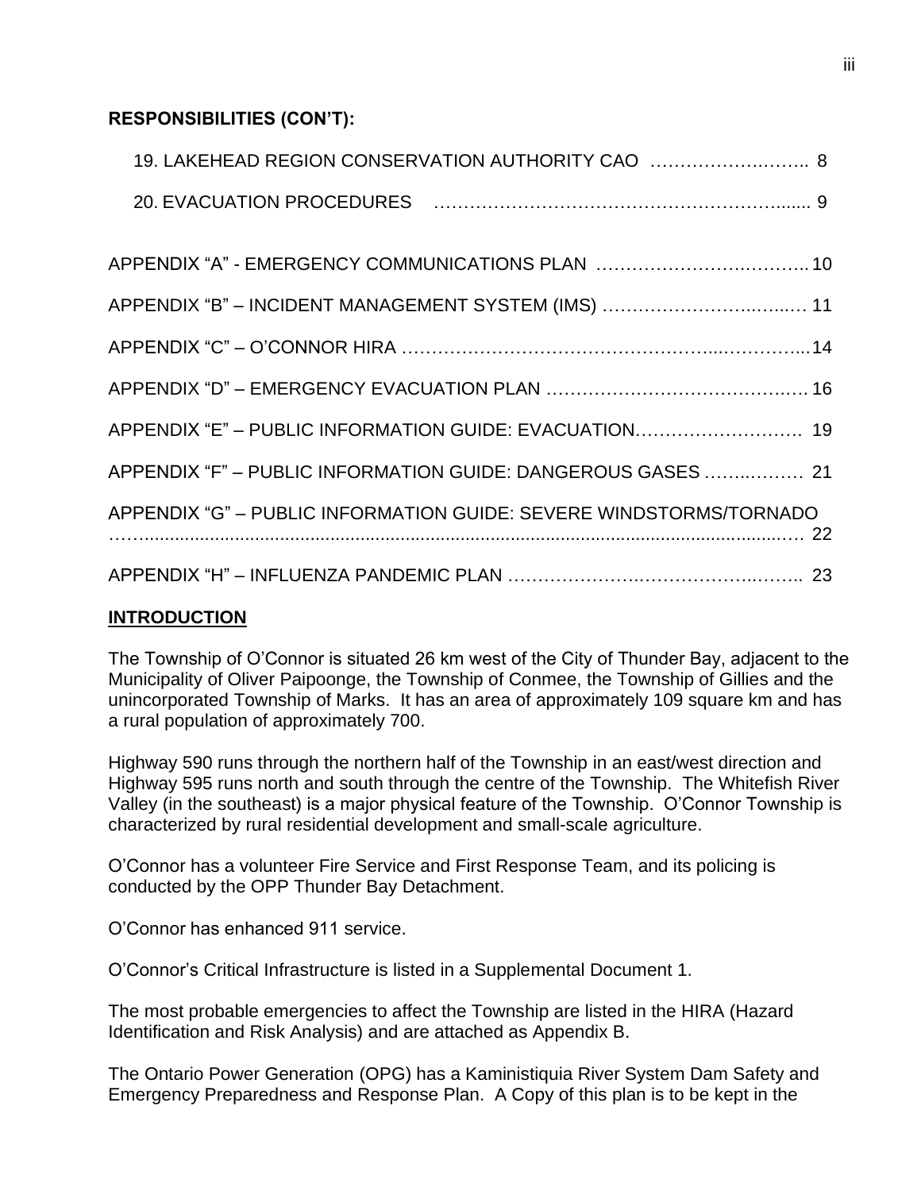**RESPONSIBILITIES (CON'T):**

19. LAKEHEAD REGION CONSERVATION AUTHORITY CAO …………………….….. 8

20. EVACUATION PROCEDURES ……………………………………………….....… 9

APPENDIX "A" - EMERGENCY COMMUNICATIONS PLAN ……………………….…….. 10

APPENDIX "B" – INCIDENT MANAGEMENT SYSTEM (IMS) ……………………..…..… 11

APPENDIX "C" – O'CONNOR HIRA …………………………………………...…………...14

APPENDIX "D" – EMERGENCY EVACUATION PLAN …………………………………… 16

APPENDIX "E" – PUBLIC INFORMATION GUIDE: EVACUATION………………………. 19

APPENDIX "F" – PUBLIC INFORMATION GUIDE: DANGEROUS GASES ……..……… 21

APPENDIX "G" – PUBLIC INFORMATION GUIDE: SEVERE WINDSTORMS/TORNADO …………………………………………………………………………………………… 22

APPENDIX "H" – INFLUENZA PANDEMIC PLAN ………………….……………..…….. 23

## INTRODUCTION

The Township of O'Connor is situated 26 km west of the City of Thunder Bay, adjacent to the Municipality of Oliver Paipoonge, the Township of Conmee, the Township of Gillies and the unincorporated Township of Marks. It has an area of approximately 109 square km and has a rural population of approximately 700.

Highway 590 runs through the northern half of the Township in an east/west direction and Highway 595 runs north and south through the centre of the Township. The Whitefish River Valley (in the southeast) is a major physical feature of the Township. O'Connor Township is characterized by rural residential development and small-scale agriculture.

O'Connor has a volunteer Fire Service and First Response Team, and its policing is conducted by the OPP Thunder Bay Detachment.

O'Connor has enhanced 911 service.

O'Connor's Critical Infrastructure is listed in a Supplemental Document 1.

The most probable emergencies to affect the Township are listed in the HIRA (Hazard Identification and Risk Analysis) and are attached as Appendix B.

The Ontario Power Generation (OPG) has a Kaministiquia River System Dam Safety and Emergency Preparedness and Response Plan. A Copy of this plan is to be kept in the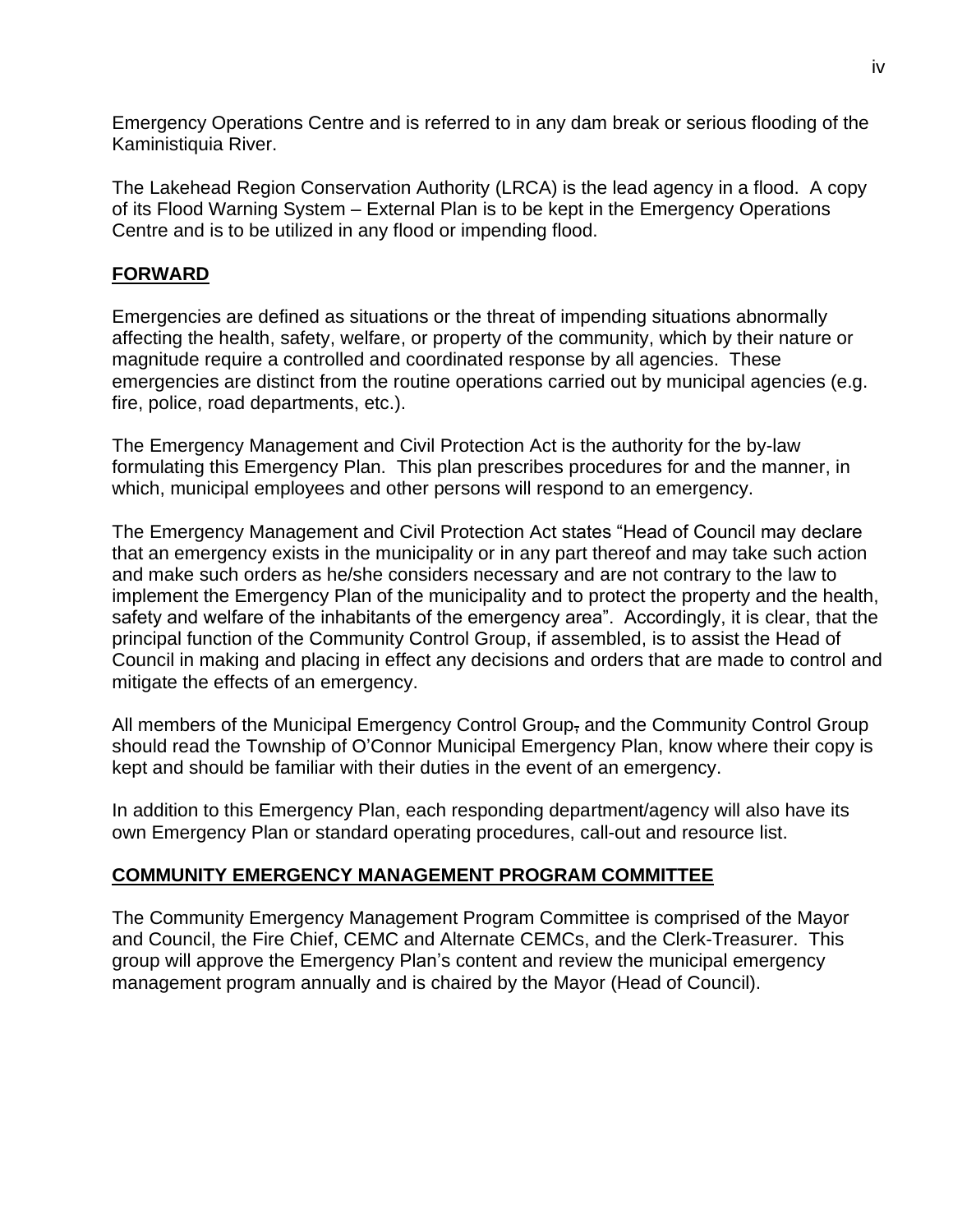Emergency Operations Centre and is referred to in any dam break or serious flooding of the Kaministiquia River.

The Lakehead Region Conservation Authority (LRCA) is the lead agency in a flood. A copy of its Flood Warning System – External Plan is to be kept in the Emergency Operations Centre and is to be utilized in any flood or impending flood.

## FORWARD

Emergencies are defined as situations or the threat of impending situations abnormally affecting the health, safety, welfare, or property of the community, which by their nature or magnitude require a controlled and coordinated response by all agencies. These emergencies are distinct from the routine operations carried out by municipal agencies (e.g. fire, police, road departments, etc.).

The Emergency Management and Civil Protection Act is the authority for the by-law formulating this Emergency Plan. This plan prescribes procedures for and the manner, in which, municipal employees and other persons will respond to an emergency.

The Emergency Management and Civil Protection Act states "Head of Council may declare that an emergency exists in the municipality or in any part thereof and may take such action and make such orders as he/she considers necessary and are not contrary to the law to implement the Emergency Plan of the municipality and to protect the property and the health, safety and welfare of the inhabitants of the emergency area". Accordingly, it is clear, that the principal function of the Community Control Group, if assembled, is to assist the Head of Council in making and placing in effect any decisions and orders that are made to control and mitigate the effects of an emergency.

All members of the Municipal Emergency Control Group, and the Community Control Group should read the Township of O'Connor Municipal Emergency Plan, know where their copy is kept and should be familiar with their duties in the event of an emergency.

In addition to this Emergency Plan, each responding department/agency will also have its own Emergency Plan or standard operating procedures, call-out and resource list.

## COMMUNITY EMERGENCY MANAGEMENT PROGRAM COMMITTEE

The Community Emergency Management Program Committee is comprised of the Mayor and Council, the Fire Chief, CEMC and Alternate CEMCs, and the Clerk-Treasurer. This group will approve the Emergency Plan's content and review the municipal emergency management program annually and is chaired by the Mayor (Head of Council).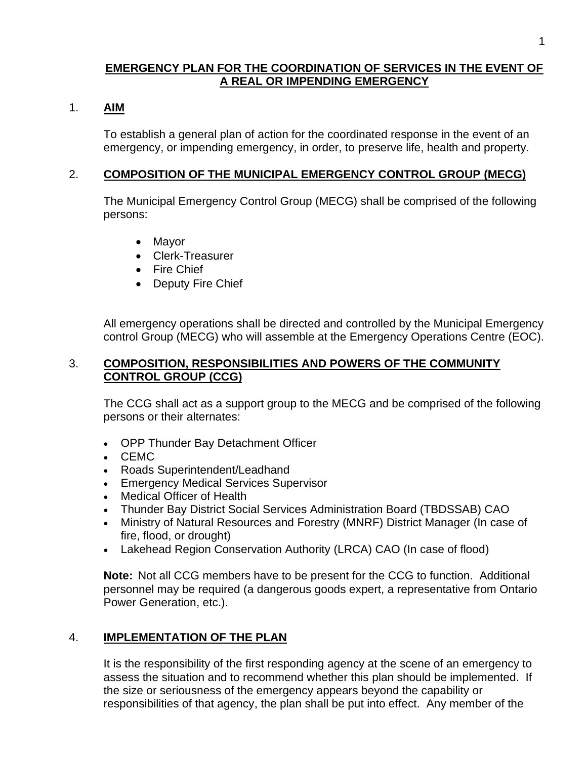# EMERGENCY PLAN FOR THE COORDINATION OF SERVICES IN THE EVENT OF A REAL OR IMPENDING EMERGENCY

## 1. AIM

To establish a general plan of action for the coordinated response in the event of an emergency, or impending emergency, in order, to preserve life, health and property.

## 2. COMPOSITION OF THE MUNICIPAL EMERGENCY CONTROL GROUP (MECG)

The Municipal Emergency Control Group (MECG) shall be comprised of the following persons:

- Mayor
- Clerk-Treasurer
- Fire Chief
- Deputy Fire Chief

All emergency operations shall be directed and controlled by the Municipal Emergency control Group (MECG) who will assemble at the Emergency Operations Centre (EOC).

## 3. COMPOSITION, RESPONSIBILITIES AND POWERS OF THE COMMUNITY CONTROL GROUP (CCG)

The CCG shall act as a support group to the MECG and be comprised of the following persons or their alternates:

- OPP Thunder Bay Detachment Officer
- CEMC
- Roads Superintendent/Leadhand
- Emergency Medical Services Supervisor
- Medical Officer of Health
- Thunder Bay District Social Services Administration Board (TBDSSAB) CAO
- Ministry of Natural Resources and Forestry (MNRF) District Manager (In case of fire, flood, or drought)
- Lakehead Region Conservation Authority (LRCA) CAO (In case of flood)

**Note:** Not all CCG members have to be present for the CCG to function. Additional personnel may be required (a dangerous goods expert, a representative from Ontario Power Generation, etc.).

## 4. IMPLEMENTATION OF THE PLAN

It is the responsibility of the first responding agency at the scene of an emergency to assess the situation and to recommend whether this plan should be implemented. If the size or seriousness of the emergency appears beyond the capability or responsibilities of that agency, the plan shall be put into effect. Any member of the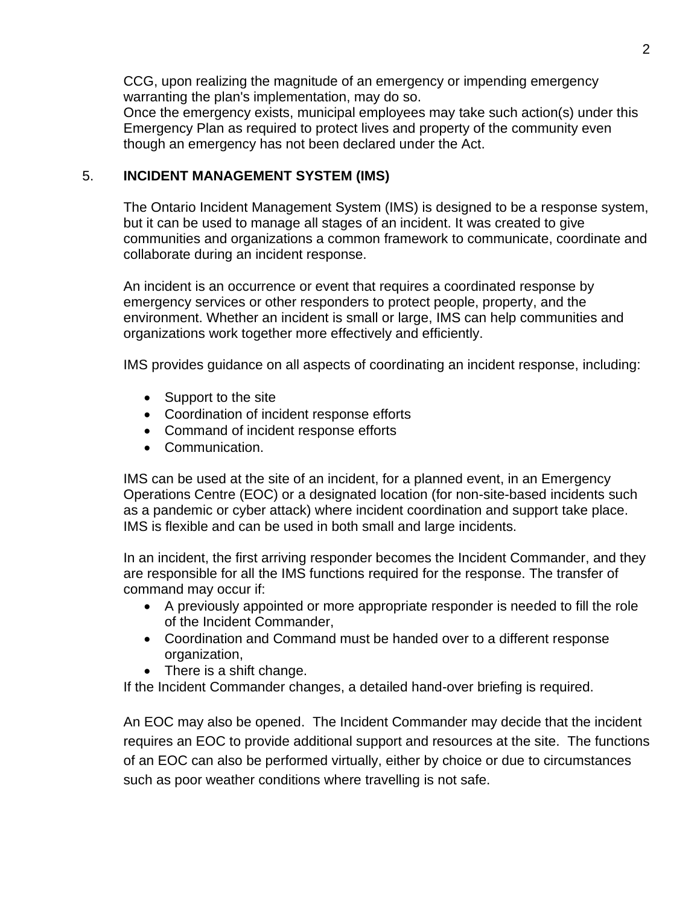CCG, upon realizing the magnitude of an emergency or impending emergency warranting the plan's implementation, may do so.
Once the emergency exists, municipal employees may take such action(s) under this Emergency Plan as required to protect lives and property of the community even though an emergency has not been declared under the Act.

## 5. INCIDENT MANAGEMENT SYSTEM (IMS)

The Ontario Incident Management System (IMS) is designed to be a response system, but it can be used to manage all stages of an incident. It was created to give communities and organizations a common framework to communicate, coordinate and collaborate during an incident response.

An incident is an occurrence or event that requires a coordinated response by emergency services or other responders to protect people, property, and the environment. Whether an incident is small or large, IMS can help communities and organizations work together more effectively and efficiently.

IMS provides guidance on all aspects of coordinating an incident response, including:

- Support to the site
- Coordination of incident response efforts
- Command of incident response efforts
- Communication.

IMS can be used at the site of an incident, for a planned event, in an Emergency Operations Centre (EOC) or a designated location (for non-site-based incidents such as a pandemic or cyber attack) where incident coordination and support take place. IMS is flexible and can be used in both small and large incidents.

In an incident, the first arriving responder becomes the Incident Commander, and they are responsible for all the IMS functions required for the response. The transfer of command may occur if:

- A previously appointed or more appropriate responder is needed to fill the role of the Incident Commander,
- Coordination and Command must be handed over to a different response organization,
- There is a shift change.

If the Incident Commander changes, a detailed hand-over briefing is required.

An EOC may also be opened. The Incident Commander may decide that the incident requires an EOC to provide additional support and resources at the site. The functions of an EOC can also be performed virtually, either by choice or due to circumstances such as poor weather conditions where travelling is not safe.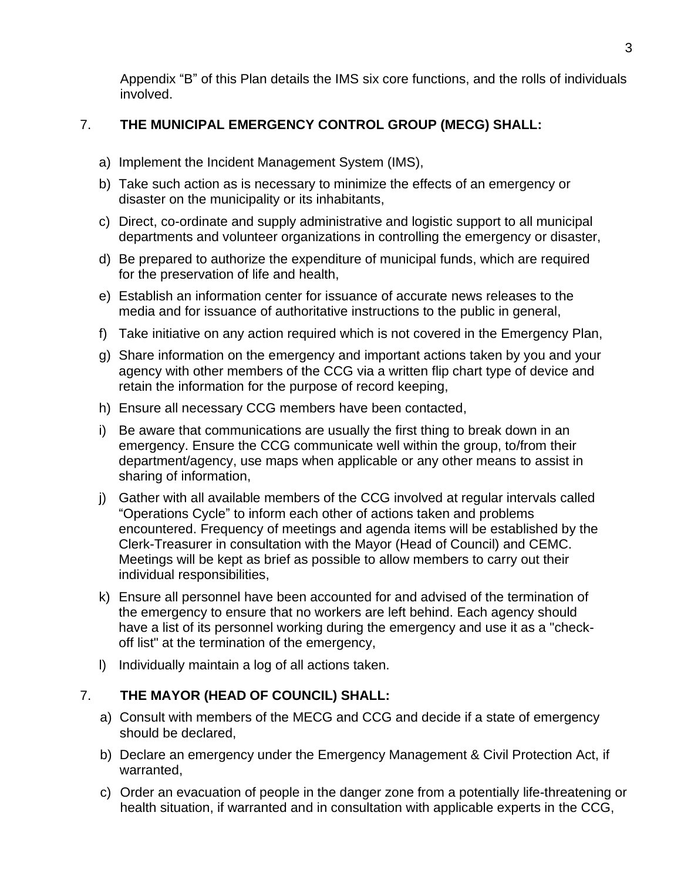Appendix “B” of this Plan details the IMS six core functions, and the rolls of individuals involved.

## 7. THE MUNICIPAL EMERGENCY CONTROL GROUP (MECG) SHALL:

a) Implement the Incident Management System (IMS),

b) Take such action as is necessary to minimize the effects of an emergency or disaster on the municipality or its inhabitants,

c) Direct, co-ordinate and supply administrative and logistic support to all municipal departments and volunteer organizations in controlling the emergency or disaster,

d) Be prepared to authorize the expenditure of municipal funds, which are required for the preservation of life and health,

e) Establish an information center for issuance of accurate news releases to the media and for issuance of authoritative instructions to the public in general,

f) Take initiative on any action required which is not covered in the Emergency Plan,

g) Share information on the emergency and important actions taken by you and your agency with other members of the CCG via a written flip chart type of device and retain the information for the purpose of record keeping,

h) Ensure all necessary CCG members have been contacted,

i) Be aware that communications are usually the first thing to break down in an emergency. Ensure the CCG communicate well within the group, to/from their department/agency, use maps when applicable or any other means to assist in sharing of information,

j) Gather with all available members of the CCG involved at regular intervals called “Operations Cycle” to inform each other of actions taken and problems encountered. Frequency of meetings and agenda items will be established by the Clerk-Treasurer in consultation with the Mayor (Head of Council) and CEMC. Meetings will be kept as brief as possible to allow members to carry out their individual responsibilities,

k) Ensure all personnel have been accounted for and advised of the termination of the emergency to ensure that no workers are left behind. Each agency should have a list of its personnel working during the emergency and use it as a "check-off list" at the termination of the emergency,

l) Individually maintain a log of all actions taken.

## 7. THE MAYOR (HEAD OF COUNCIL) SHALL:

a) Consult with members of the MECG and CCG and decide if a state of emergency should be declared,

b) Declare an emergency under the Emergency Management & Civil Protection Act, if warranted,

c) Order an evacuation of people in the danger zone from a potentially life-threatening or health situation, if warranted and in consultation with applicable experts in the CCG,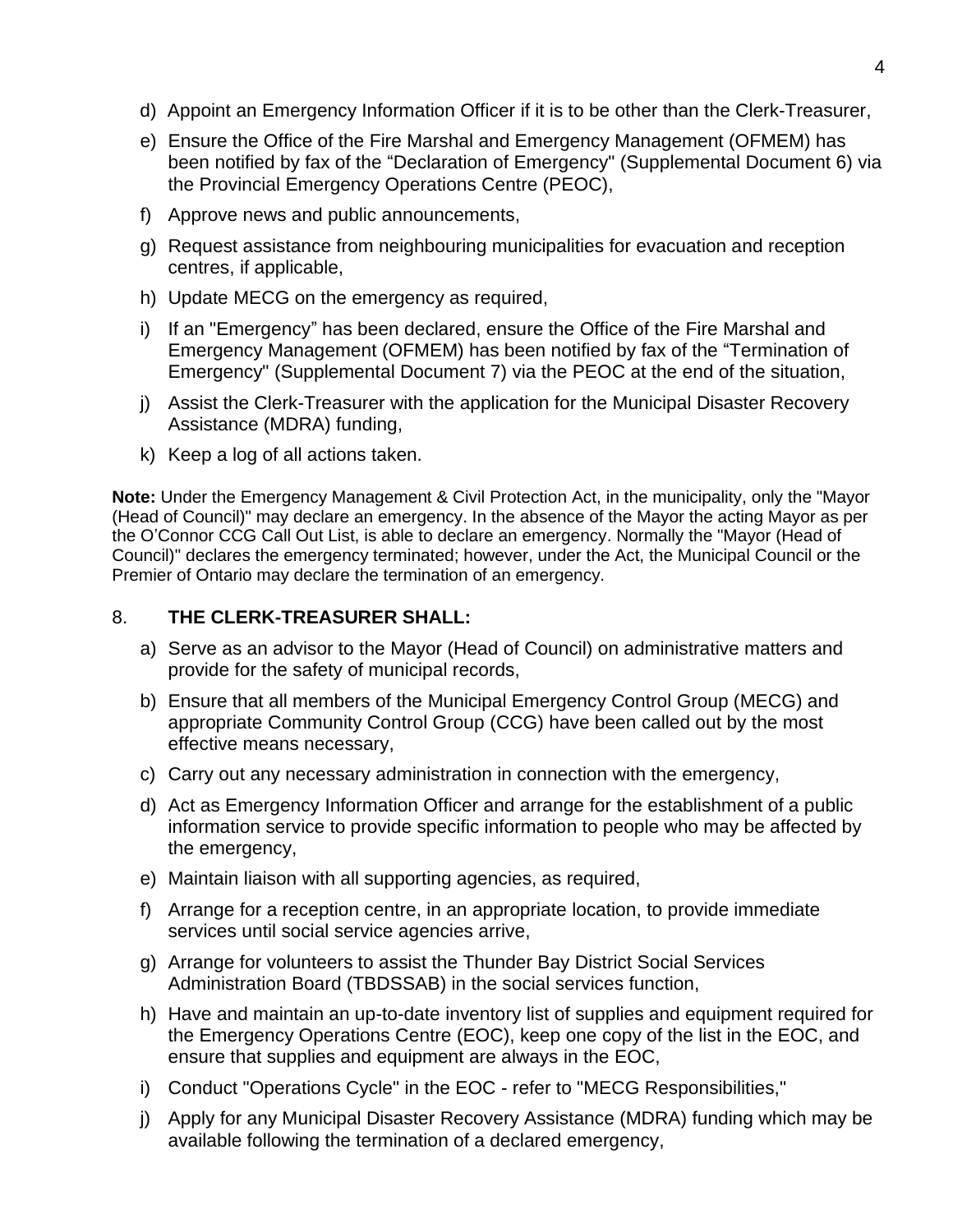d) Appoint an Emergency Information Officer if it is to be other than the Clerk-Treasurer,

e) Ensure the Office of the Fire Marshal and Emergency Management (OFMEM) has been notified by fax of the “Declaration of Emergency" (Supplemental Document 6) via the Provincial Emergency Operations Centre (PEOC),

f) Approve news and public announcements,

g) Request assistance from neighbouring municipalities for evacuation and reception centres, if applicable,

h) Update MECG on the emergency as required,

i) If an "Emergency” has been declared, ensure the Office of the Fire Marshal and Emergency Management (OFMEM) has been notified by fax of the “Termination of Emergency" (Supplemental Document 7) via the PEOC at the end of the situation,

j) Assist the Clerk-Treasurer with the application for the Municipal Disaster Recovery Assistance (MDRA) funding,

k) Keep a log of all actions taken.

**Note:** Under the Emergency Management & Civil Protection Act, in the municipality, only the "Mayor (Head of Council)" may declare an emergency. In the absence of the Mayor the acting Mayor as per the O'Connor CCG Call Out List, is able to declare an emergency. Normally the "Mayor (Head of Council)" declares the emergency terminated; however, under the Act, the Municipal Council or the Premier of Ontario may declare the termination of an emergency.

## 8. THE CLERK-TREASURER SHALL:

a) Serve as an advisor to the Mayor (Head of Council) on administrative matters and provide for the safety of municipal records,

b) Ensure that all members of the Municipal Emergency Control Group (MECG) and appropriate Community Control Group (CCG) have been called out by the most effective means necessary,

c) Carry out any necessary administration in connection with the emergency,

d) Act as Emergency Information Officer and arrange for the establishment of a public information service to provide specific information to people who may be affected by the emergency,

e) Maintain liaison with all supporting agencies, as required,

f) Arrange for a reception centre, in an appropriate location, to provide immediate services until social service agencies arrive,

g) Arrange for volunteers to assist the Thunder Bay District Social Services Administration Board (TBDSSAB) in the social services function,

h) Have and maintain an up-to-date inventory list of supplies and equipment required for the Emergency Operations Centre (EOC), keep one copy of the list in the EOC, and ensure that supplies and equipment are always in the EOC,

i) Conduct "Operations Cycle" in the EOC - refer to "MECG Responsibilities,"

j) Apply for any Municipal Disaster Recovery Assistance (MDRA) funding which may be available following the termination of a declared emergency,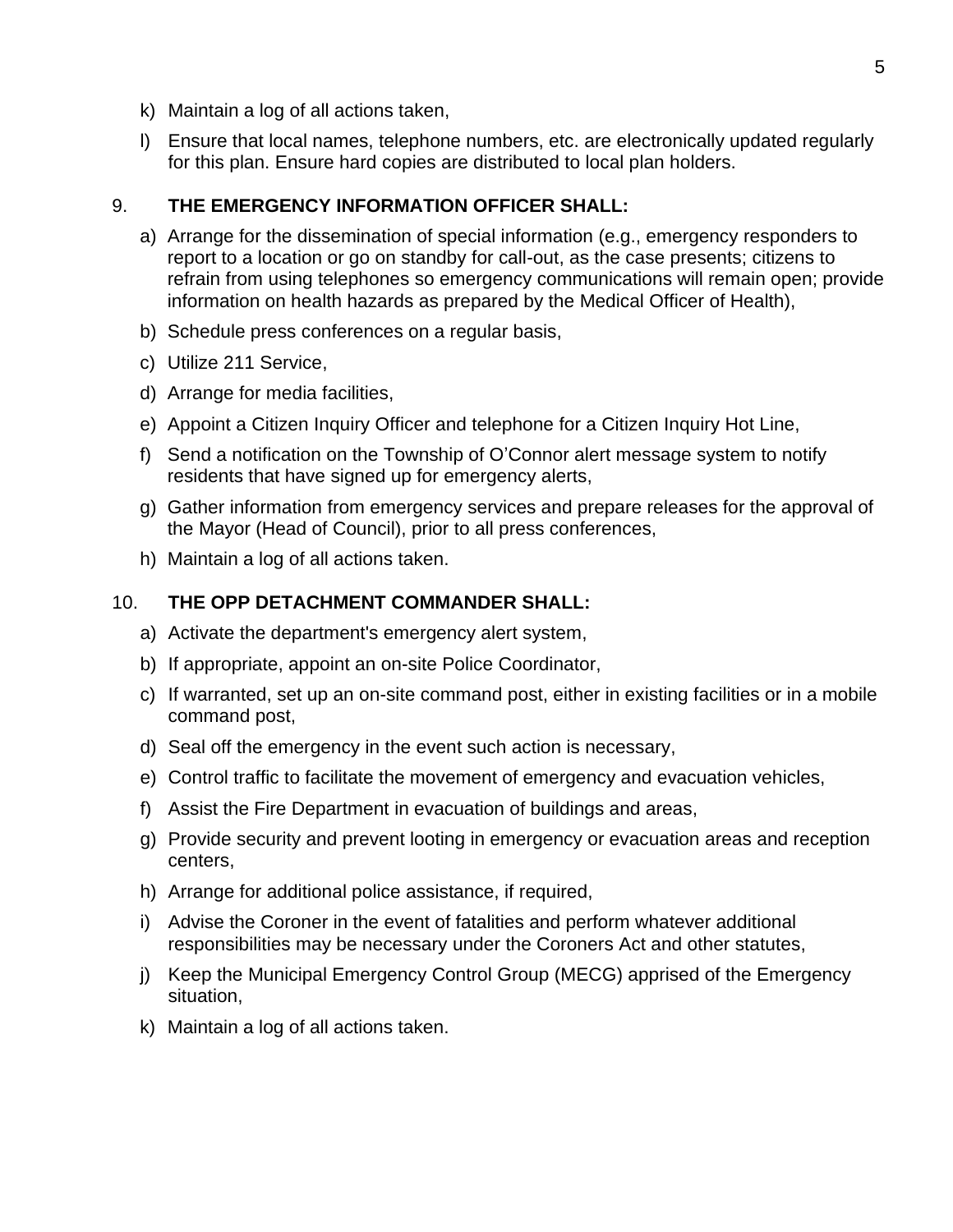k) Maintain a log of all actions taken,

l) Ensure that local names, telephone numbers, etc. are electronically updated regularly for this plan. Ensure hard copies are distributed to local plan holders.

9. **THE EMERGENCY INFORMATION OFFICER SHALL:**

a) Arrange for the dissemination of special information (e.g., emergency responders to report to a location or go on standby for call-out, as the case presents; citizens to refrain from using telephones so emergency communications will remain open; provide information on health hazards as prepared by the Medical Officer of Health),

b) Schedule press conferences on a regular basis,

c) Utilize 211 Service,

d) Arrange for media facilities,

e) Appoint a Citizen Inquiry Officer and telephone for a Citizen Inquiry Hot Line,

f) Send a notification on the Township of O'Connor alert message system to notify residents that have signed up for emergency alerts,

g) Gather information from emergency services and prepare releases for the approval of the Mayor (Head of Council), prior to all press conferences,

h) Maintain a log of all actions taken.

10. **THE OPP DETACHMENT COMMANDER SHALL:**

a) Activate the department's emergency alert system,

b) If appropriate, appoint an on-site Police Coordinator,

c) If warranted, set up an on-site command post, either in existing facilities or in a mobile command post,

d) Seal off the emergency in the event such action is necessary,

e) Control traffic to facilitate the movement of emergency and evacuation vehicles,

f) Assist the Fire Department in evacuation of buildings and areas,

g) Provide security and prevent looting in emergency or evacuation areas and reception centers,

h) Arrange for additional police assistance, if required,

i) Advise the Coroner in the event of fatalities and perform whatever additional responsibilities may be necessary under the Coroners Act and other statutes,

j) Keep the Municipal Emergency Control Group (MECG) apprised of the Emergency situation,

k) Maintain a log of all actions taken.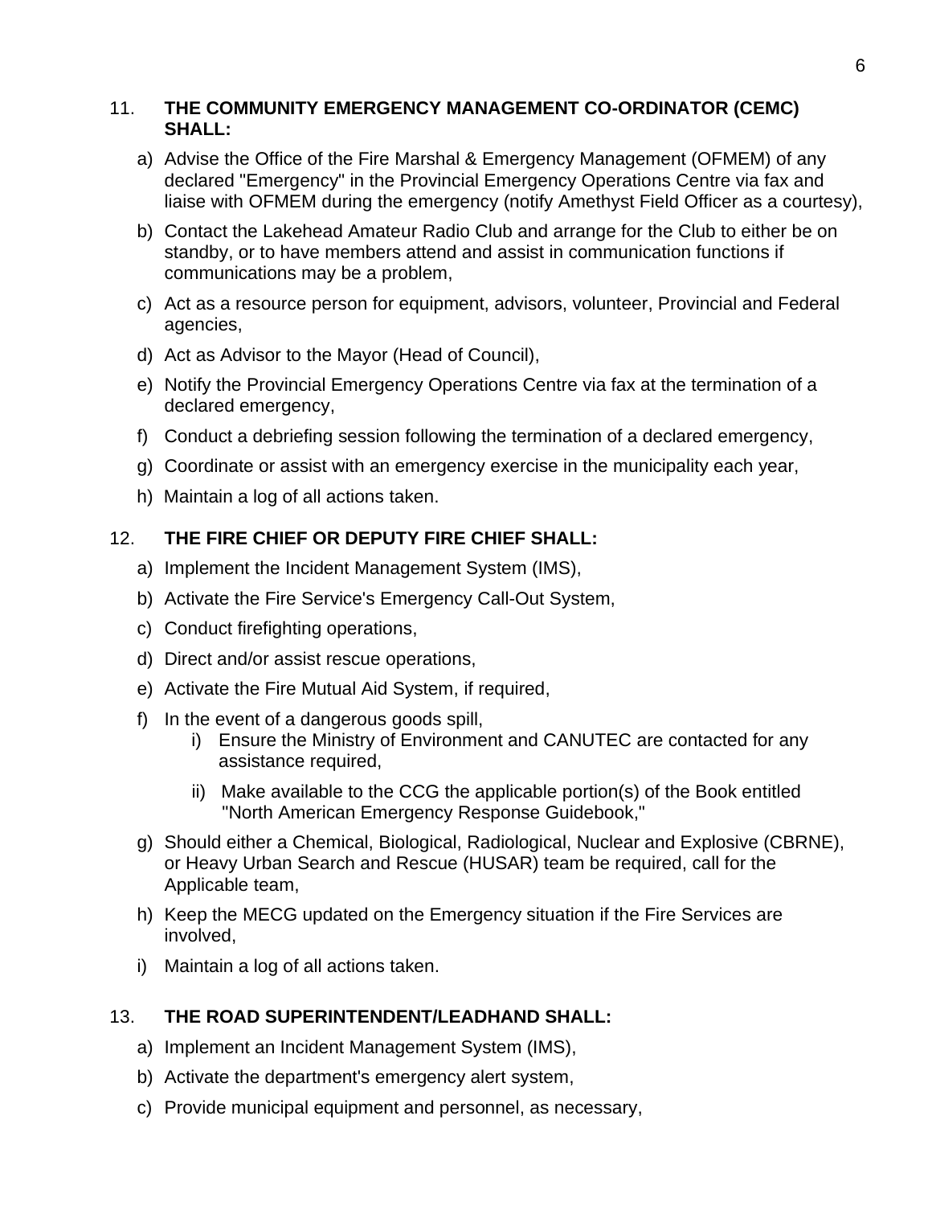11. **THE COMMUNITY EMERGENCY MANAGEMENT CO-ORDINATOR (CEMC) SHALL:**

    a) Advise the Office of the Fire Marshal & Emergency Management (OFMEM) of any declared "Emergency" in the Provincial Emergency Operations Centre via fax and liaise with OFMEM during the emergency (notify Amethyst Field Officer as a courtesy),

    b) Contact the Lakehead Amateur Radio Club and arrange for the Club to either be on standby, or to have members attend and assist in communication functions if communications may be a problem,

    c) Act as a resource person for equipment, advisors, volunteer, Provincial and Federal agencies,

    d) Act as Advisor to the Mayor (Head of Council),

    e) Notify the Provincial Emergency Operations Centre via fax at the termination of a declared emergency,

    f) Conduct a debriefing session following the termination of a declared emergency,

    g) Coordinate or assist with an emergency exercise in the municipality each year,

    h) Maintain a log of all actions taken.

12. **THE FIRE CHIEF OR DEPUTY FIRE CHIEF SHALL:**

    a) Implement the Incident Management System (IMS),

    b) Activate the Fire Service's Emergency Call-Out System,

    c) Conduct firefighting operations,

    d) Direct and/or assist rescue operations,

    e) Activate the Fire Mutual Aid System, if required,

    f) In the event of a dangerous goods spill,

       i) Ensure the Ministry of Environment and CANUTEC are contacted for any assistance required,

       ii) Make available to the CCG the applicable portion(s) of the Book entitled "North American Emergency Response Guidebook,"

    g) Should either a Chemical, Biological, Radiological, Nuclear and Explosive (CBRNE), or Heavy Urban Search and Rescue (HUSAR) team be required, call for the Applicable team,

    h) Keep the MECG updated on the Emergency situation if the Fire Services are involved,

    i) Maintain a log of all actions taken.

13. **THE ROAD SUPERINTENDENT/LEADHAND SHALL:**

    a) Implement an Incident Management System (IMS),

    b) Activate the department's emergency alert system,

    c) Provide municipal equipment and personnel, as necessary,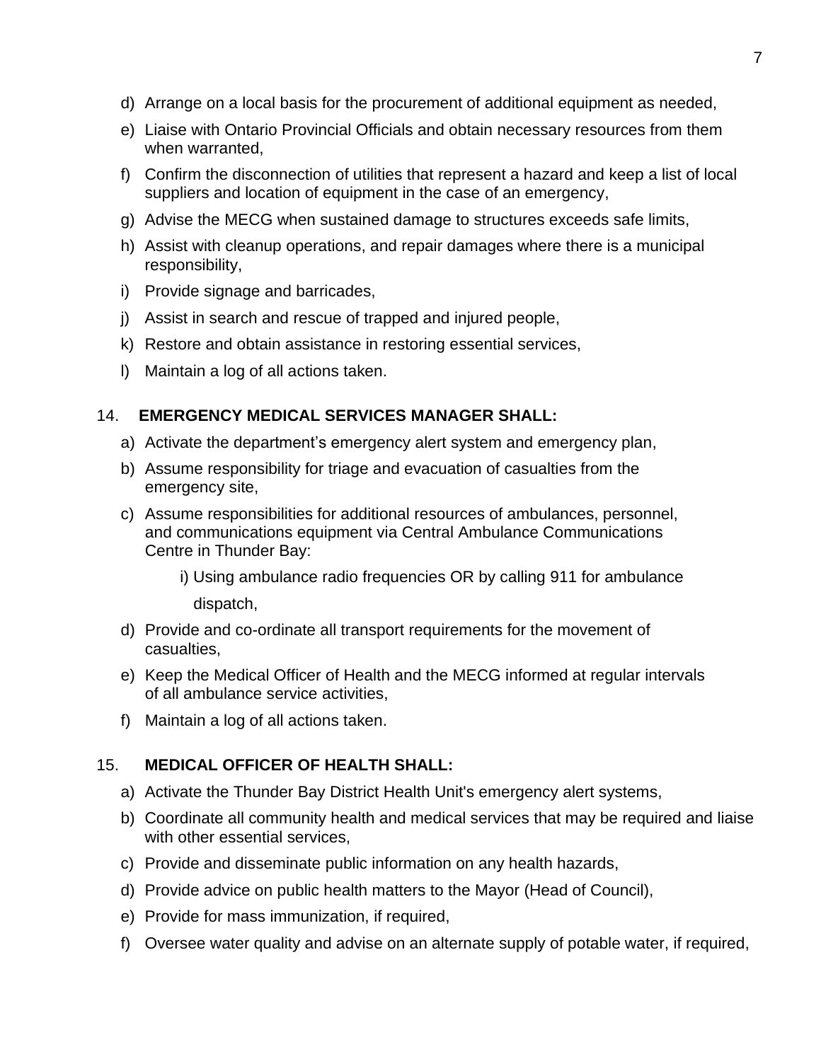d) Arrange on a local basis for the procurement of additional equipment as needed,

e) Liaise with Ontario Provincial Officials and obtain necessary resources from them when warranted,

f) Confirm the disconnection of utilities that represent a hazard and keep a list of local suppliers and location of equipment in the case of an emergency,

g) Advise the MECG when sustained damage to structures exceeds safe limits,

h) Assist with cleanup operations, and repair damages where there is a municipal responsibility,

i) Provide signage and barricades,

j) Assist in search and rescue of trapped and injured people,

k) Restore and obtain assistance in restoring essential services,

l) Maintain a log of all actions taken.

## 14. EMERGENCY MEDICAL SERVICES MANAGER SHALL:

a) Activate the department's emergency alert system and emergency plan,

b) Assume responsibility for triage and evacuation of casualties from the emergency site,

c) Assume responsibilities for additional resources of ambulances, personnel, and communications equipment via Central Ambulance Communications Centre in Thunder Bay:

   i) Using ambulance radio frequencies OR by calling 911 for ambulance dispatch,

d) Provide and co-ordinate all transport requirements for the movement of casualties,

e) Keep the Medical Officer of Health and the MECG informed at regular intervals of all ambulance service activities,

f) Maintain a log of all actions taken.

## 15. MEDICAL OFFICER OF HEALTH SHALL:

a) Activate the Thunder Bay District Health Unit's emergency alert systems,

b) Coordinate all community health and medical services that may be required and liaise with other essential services,

c) Provide and disseminate public information on any health hazards,

d) Provide advice on public health matters to the Mayor (Head of Council),

e) Provide for mass immunization, if required,

f) Oversee water quality and advise on an alternate supply of potable water, if required,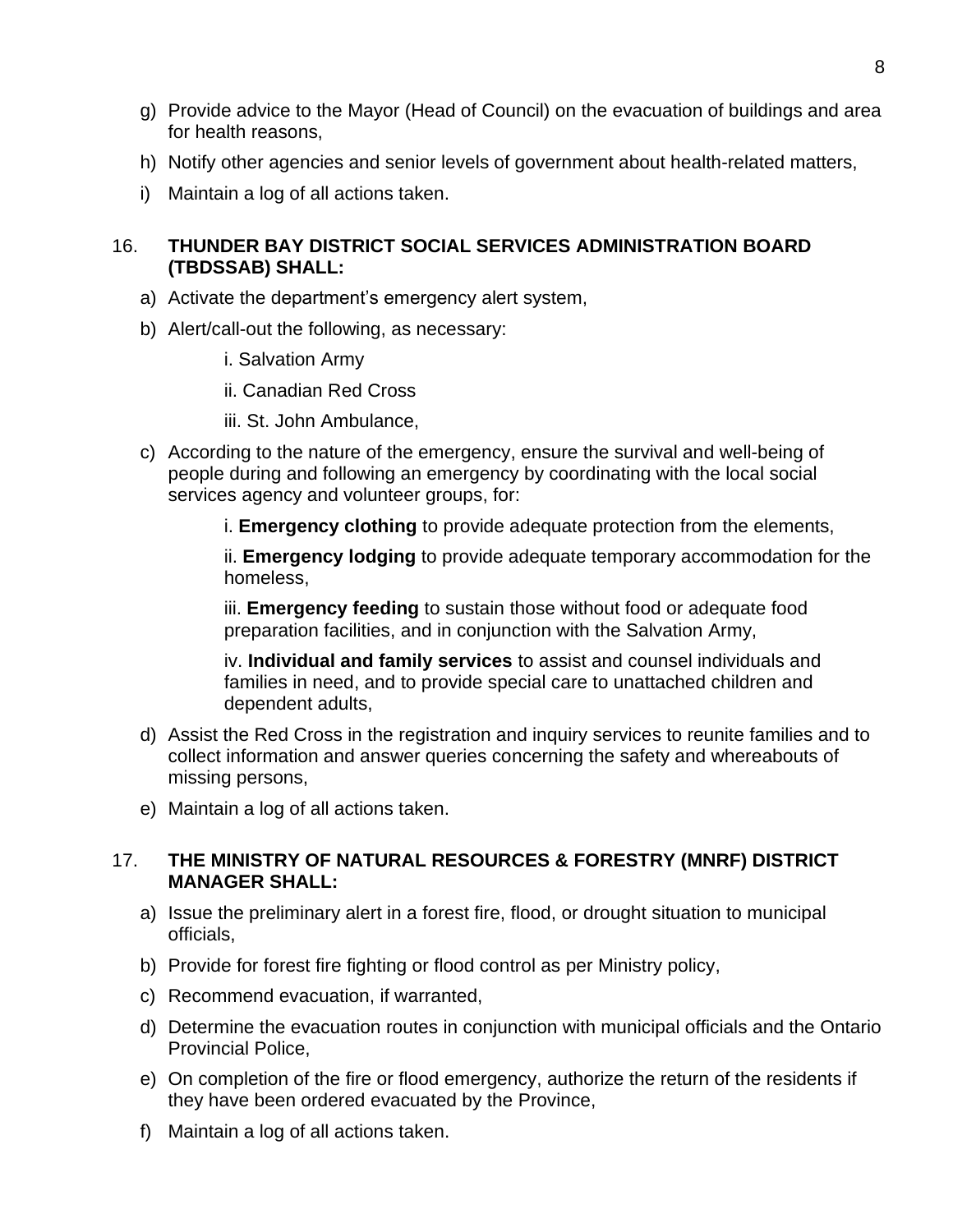g) Provide advice to the Mayor (Head of Council) on the evacuation of buildings and area for health reasons,

h) Notify other agencies and senior levels of government about health-related matters,

i) Maintain a log of all actions taken.

## 16. THUNDER BAY DISTRICT SOCIAL SERVICES ADMINISTRATION BOARD (TBDSSAB) SHALL:

a) Activate the department's emergency alert system,

b) Alert/call-out the following, as necessary:

    i. Salvation Army

    ii. Canadian Red Cross

    iii. St. John Ambulance,

c) According to the nature of the emergency, ensure the survival and well-being of people during and following an emergency by coordinating with the local social services agency and volunteer groups, for:

    i. **Emergency clothing** to provide adequate protection from the elements,

    ii. **Emergency lodging** to provide adequate temporary accommodation for the homeless,

    iii. **Emergency feeding** to sustain those without food or adequate food preparation facilities, and in conjunction with the Salvation Army,

    iv. **Individual and family services** to assist and counsel individuals and families in need, and to provide special care to unattached children and dependent adults,

d) Assist the Red Cross in the registration and inquiry services to reunite families and to collect information and answer queries concerning the safety and whereabouts of missing persons,

e) Maintain a log of all actions taken.

## 17. THE MINISTRY OF NATURAL RESOURCES & FORESTRY (MNRF) DISTRICT MANAGER SHALL:

a) Issue the preliminary alert in a forest fire, flood, or drought situation to municipal officials,

b) Provide for forest fire fighting or flood control as per Ministry policy,

c) Recommend evacuation, if warranted,

d) Determine the evacuation routes in conjunction with municipal officials and the Ontario Provincial Police,

e) On completion of the fire or flood emergency, authorize the return of the residents if they have been ordered evacuated by the Province,

f) Maintain a log of all actions taken.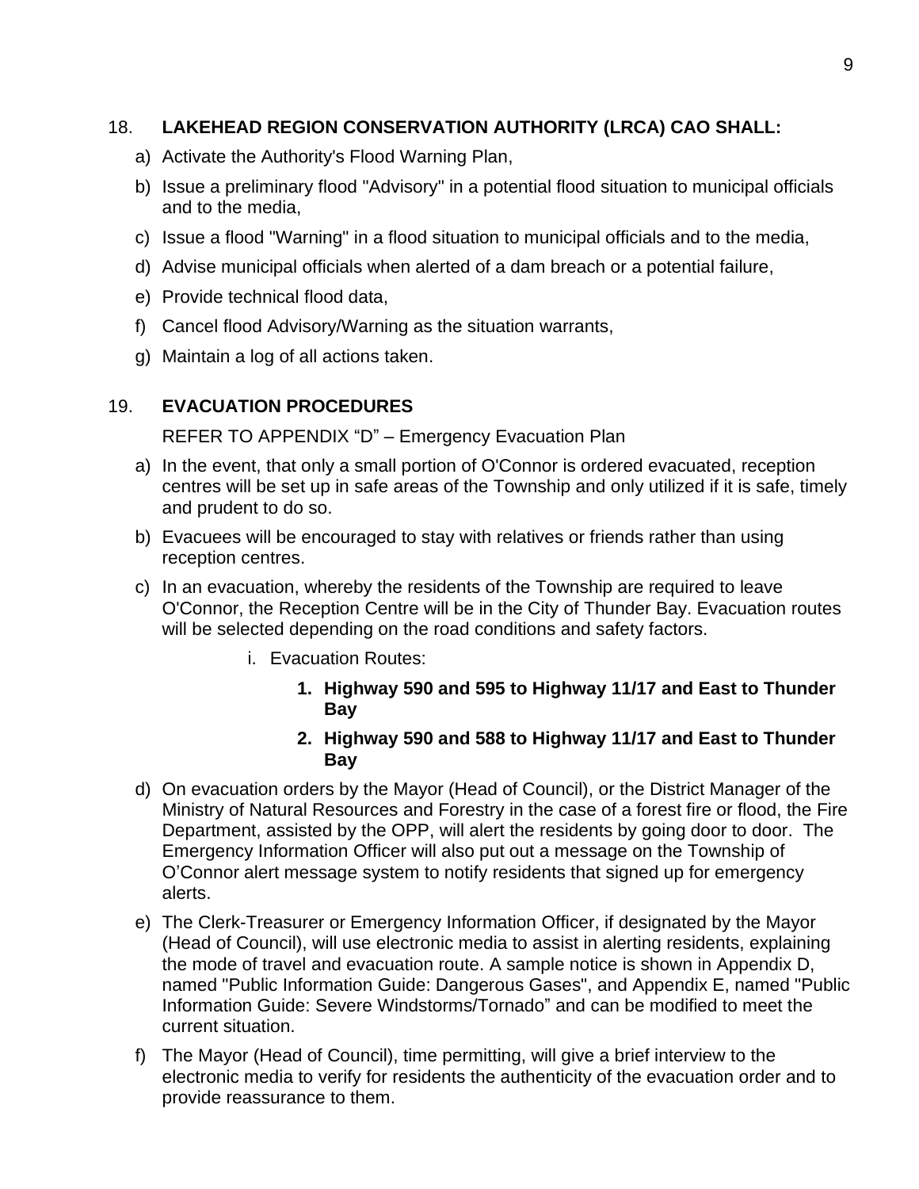## 18. LAKEHEAD REGION CONSERVATION AUTHORITY (LRCA) CAO SHALL:

a) Activate the Authority's Flood Warning Plan,

b) Issue a preliminary flood "Advisory" in a potential flood situation to municipal officials and to the media,

c) Issue a flood "Warning" in a flood situation to municipal officials and to the media,

d) Advise municipal officials when alerted of a dam breach or a potential failure,

e) Provide technical flood data,

f) Cancel flood Advisory/Warning as the situation warrants,

g) Maintain a log of all actions taken.

## 19. EVACUATION PROCEDURES

REFER TO APPENDIX “D” – Emergency Evacuation Plan

a) In the event, that only a small portion of O'Connor is ordered evacuated, reception centres will be set up in safe areas of the Township and only utilized if it is safe, timely and prudent to do so.

b) Evacuees will be encouraged to stay with relatives or friends rather than using reception centres.

c) In an evacuation, whereby the residents of the Township are required to leave O'Connor, the Reception Centre will be in the City of Thunder Bay. Evacuation routes will be selected depending on the road conditions and safety factors.

   i. Evacuation Routes:

      1. **Highway 590 and 595 to Highway 11/17 and East to Thunder Bay**
      2. **Highway 590 and 588 to Highway 11/17 and East to Thunder Bay**

d) On evacuation orders by the Mayor (Head of Council), or the District Manager of the Ministry of Natural Resources and Forestry in the case of a forest fire or flood, the Fire Department, assisted by the OPP, will alert the residents by going door to door. The Emergency Information Officer will also put out a message on the Township of O’Connor alert message system to notify residents that signed up for emergency alerts.

e) The Clerk-Treasurer or Emergency Information Officer, if designated by the Mayor (Head of Council), will use electronic media to assist in alerting residents, explaining the mode of travel and evacuation route. A sample notice is shown in Appendix D, named "Public Information Guide: Dangerous Gases", and Appendix E, named "Public Information Guide: Severe Windstorms/Tornado” and can be modified to meet the current situation.

f) The Mayor (Head of Council), time permitting, will give a brief interview to the electronic media to verify for residents the authenticity of the evacuation order and to provide reassurance to them.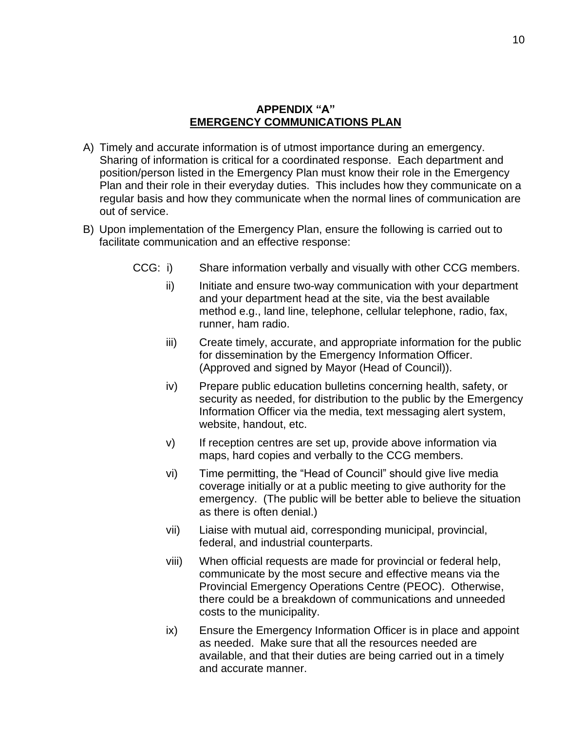## APPENDIX "A"
## EMERGENCY COMMUNICATIONS PLAN

A) Timely and accurate information is of utmost importance during an emergency. Sharing of information is critical for a coordinated response. Each department and position/person listed in the Emergency Plan must know their role in the Emergency Plan and their role in their everyday duties. This includes how they communicate on a regular basis and how they communicate when the normal lines of communication are out of service.

B) Upon implementation of the Emergency Plan, ensure the following is carried out to facilitate communication and an effective response:

CCG:

i) Share information verbally and visually with other CCG members.

ii) Initiate and ensure two-way communication with your department and your department head at the site, via the best available method e.g., land line, telephone, cellular telephone, radio, fax, runner, ham radio.

iii) Create timely, accurate, and appropriate information for the public for dissemination by the Emergency Information Officer. (Approved and signed by Mayor (Head of Council)).

iv) Prepare public education bulletins concerning health, safety, or security as needed, for distribution to the public by the Emergency Information Officer via the media, text messaging alert system, website, handout, etc.

v) If reception centres are set up, provide above information via maps, hard copies and verbally to the CCG members.

vi) Time permitting, the "Head of Council" should give live media coverage initially or at a public meeting to give authority for the emergency. (The public will be better able to believe the situation as there is often denial.)

vii) Liaise with mutual aid, corresponding municipal, provincial, federal, and industrial counterparts.

viii) When official requests are made for provincial or federal help, communicate by the most secure and effective means via the Provincial Emergency Operations Centre (PEOC). Otherwise, there could be a breakdown of communications and unneeded costs to the municipality.

ix) Ensure the Emergency Information Officer is in place and appoint as needed. Make sure that all the resources needed are available, and that their duties are being carried out in a timely and accurate manner.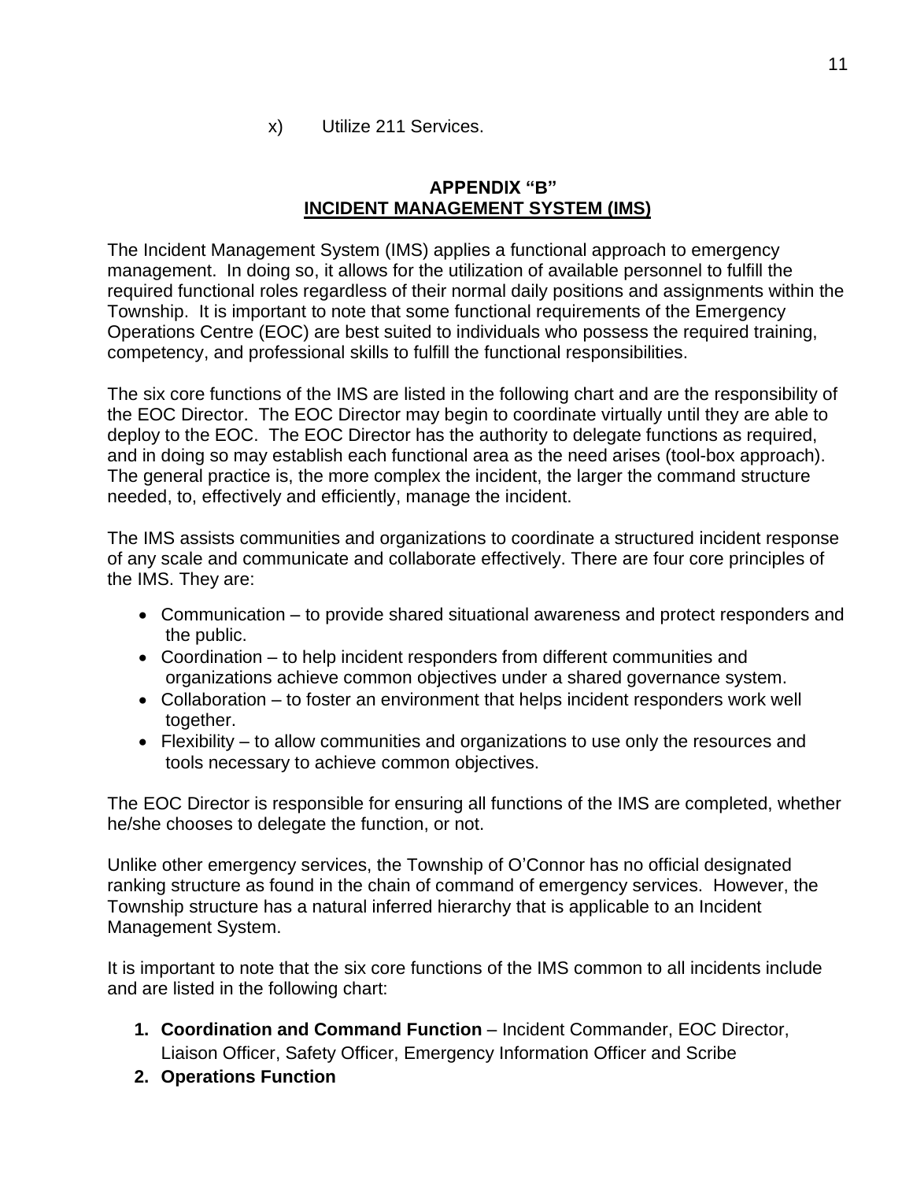x) Utilize 211 Services.

## APPENDIX "B"
## INCIDENT MANAGEMENT SYSTEM (IMS)

The Incident Management System (IMS) applies a functional approach to emergency management. In doing so, it allows for the utilization of available personnel to fulfill the required functional roles regardless of their normal daily positions and assignments within the Township. It is important to note that some functional requirements of the Emergency Operations Centre (EOC) are best suited to individuals who possess the required training, competency, and professional skills to fulfill the functional responsibilities.

The six core functions of the IMS are listed in the following chart and are the responsibility of the EOC Director. The EOC Director may begin to coordinate virtually until they are able to deploy to the EOC. The EOC Director has the authority to delegate functions as required, and in doing so may establish each functional area as the need arises (tool-box approach). The general practice is, the more complex the incident, the larger the command structure needed, to, effectively and efficiently, manage the incident.

The IMS assists communities and organizations to coordinate a structured incident response of any scale and communicate and collaborate effectively. There are four core principles of the IMS. They are:

- Communication – to provide shared situational awareness and protect responders and the public.
- Coordination – to help incident responders from different communities and organizations achieve common objectives under a shared governance system.
- Collaboration – to foster an environment that helps incident responders work well together.
- Flexibility – to allow communities and organizations to use only the resources and tools necessary to achieve common objectives.

The EOC Director is responsible for ensuring all functions of the IMS are completed, whether he/she chooses to delegate the function, or not.

Unlike other emergency services, the Township of O'Connor has no official designated ranking structure as found in the chain of command of emergency services. However, the Township structure has a natural inferred hierarchy that is applicable to an Incident Management System.

It is important to note that the six core functions of the IMS common to all incidents include and are listed in the following chart:

1. **Coordination and Command Function** – Incident Commander, EOC Director, Liaison Officer, Safety Officer, Emergency Information Officer and Scribe
2. **Operations Function**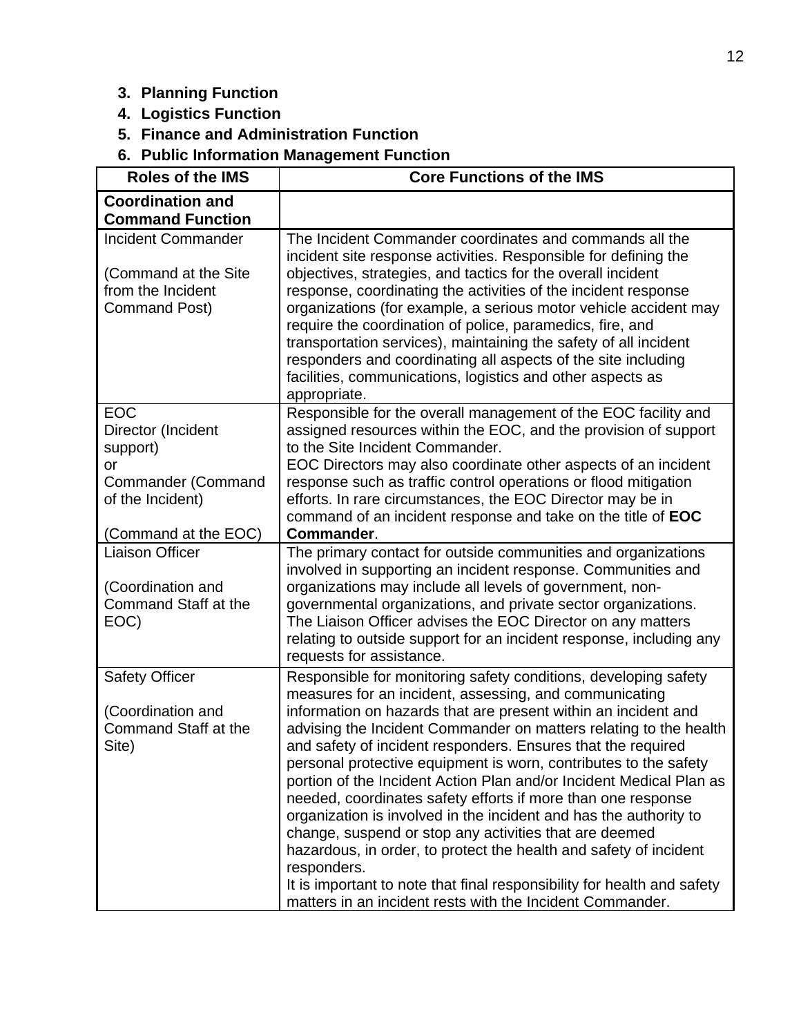3. **Planning Function**
4. **Logistics Function**
5. **Finance and Administration Function**
6. **Public Information Management Function**

| Roles of the IMS | Core Functions of the IMS |
|---|---|
| **Coordination and Command Function** | |
| Incident Commander<br><br>(Command at the Site from the Incident Command Post) | The Incident Commander coordinates and commands all the incident site response activities. Responsible for defining the objectives, strategies, and tactics for the overall incident response, coordinating the activities of the incident response organizations (for example, a serious motor vehicle accident may require the coordination of police, paramedics, fire, and transportation services), maintaining the safety of all incident responders and coordinating all aspects of the site including facilities, communications, logistics and other aspects as appropriate. |
| EOC<br>Director (Incident support)<br>or<br>Commander (Command of the Incident)<br><br>(Command at the EOC) | Responsible for the overall management of the EOC facility and assigned resources within the EOC, and the provision of support to the Site Incident Commander.<br>EOC Directors may also coordinate other aspects of an incident response such as traffic control operations or flood mitigation efforts. In rare circumstances, the EOC Director may be in command of an incident response and take on the title of **EOC Commander**. |
| Liaison Officer<br><br>(Coordination and Command Staff at the EOC) | The primary contact for outside communities and organizations involved in supporting an incident response. Communities and organizations may include all levels of government, non-governmental organizations, and private sector organizations. The Liaison Officer advises the EOC Director on any matters relating to outside support for an incident response, including any requests for assistance. |
| Safety Officer<br><br>(Coordination and Command Staff at the Site) | Responsible for monitoring safety conditions, developing safety measures for an incident, assessing, and communicating information on hazards that are present within an incident and advising the Incident Commander on matters relating to the health and safety of incident responders. Ensures that the required personal protective equipment is worn, contributes to the safety portion of the Incident Action Plan and/or Incident Medical Plan as needed, coordinates safety efforts if more than one response organization is involved in the incident and has the authority to change, suspend or stop any activities that are deemed hazardous, in order, to protect the health and safety of incident responders.<br>It is important to note that final responsibility for health and safety matters in an incident rests with the Incident Commander. |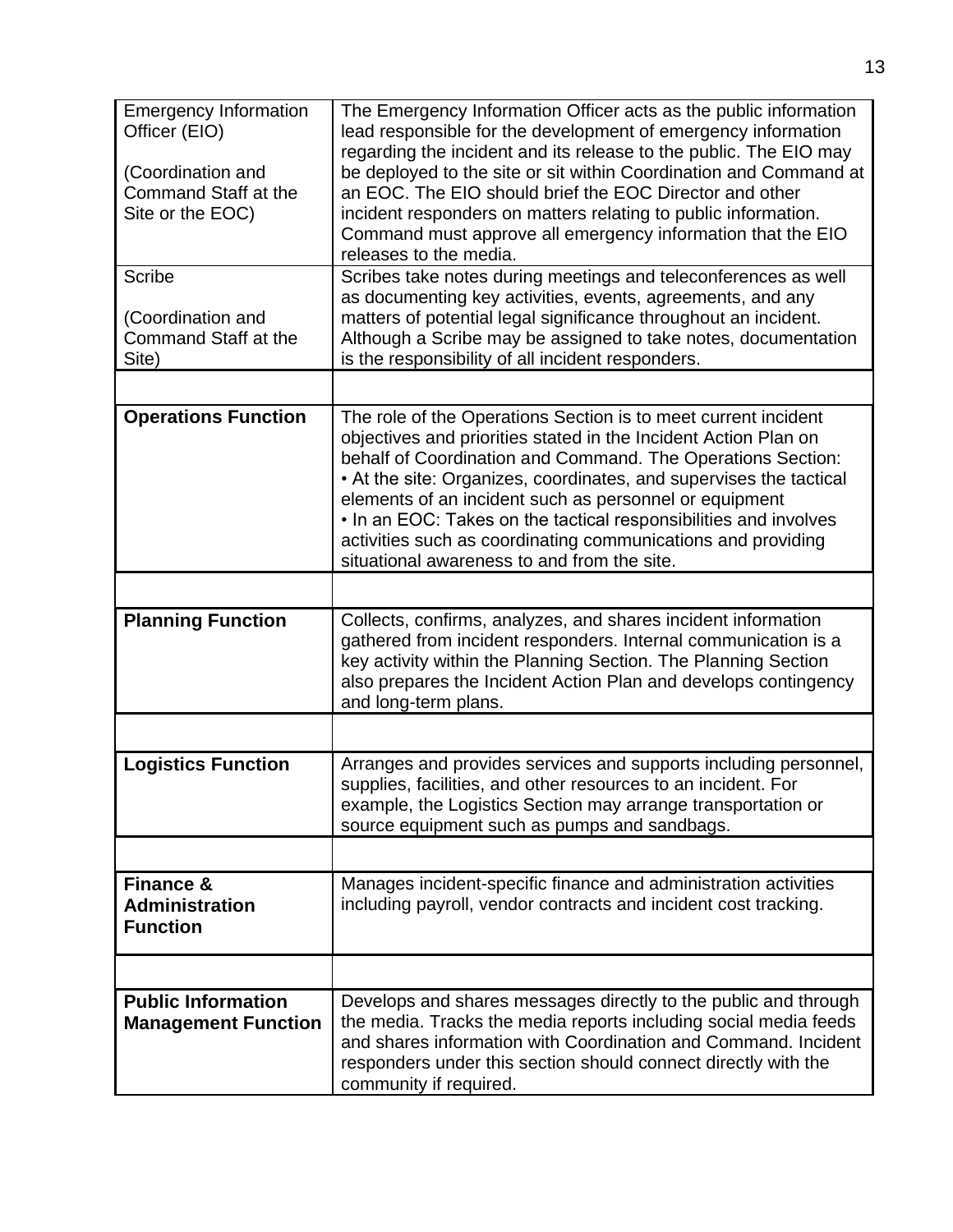| | |
|---|---|
| Emergency Information Officer (EIO)<br><br>(Coordination and Command Staff at the Site or the EOC) | The Emergency Information Officer acts as the public information lead responsible for the development of emergency information regarding the incident and its release to the public. The EIO may be deployed to the site or sit within Coordination and Command at an EOC. The EIO should brief the EOC Director and other incident responders on matters relating to public information. Command must approve all emergency information that the EIO releases to the media. |
| Scribe<br><br>(Coordination and Command Staff at the Site) | Scribes take notes during meetings and teleconferences as well as documenting key activities, events, agreements, and any matters of potential legal significance throughout an incident. Although a Scribe may be assigned to take notes, documentation is the responsibility of all incident responders. |
| | |
| **Operations Function** | The role of the Operations Section is to meet current incident objectives and priorities stated in the Incident Action Plan on behalf of Coordination and Command. The Operations Section:<br>• At the site: Organizes, coordinates, and supervises the tactical elements of an incident such as personnel or equipment<br>• In an EOC: Takes on the tactical responsibilities and involves activities such as coordinating communications and providing situational awareness to and from the site. |
| | |
| **Planning Function** | Collects, confirms, analyzes, and shares incident information gathered from incident responders. Internal communication is a key activity within the Planning Section. The Planning Section also prepares the Incident Action Plan and develops contingency and long-term plans. |
| | |
| **Logistics Function** | Arranges and provides services and supports including personnel, supplies, facilities, and other resources to an incident. For example, the Logistics Section may arrange transportation or source equipment such as pumps and sandbags. |
| | |
| **Finance & Administration Function** | Manages incident-specific finance and administration activities including payroll, vendor contracts and incident cost tracking. |
| | |
| **Public Information Management Function** | Develops and shares messages directly to the public and through the media. Tracks the media reports including social media feeds and shares information with Coordination and Command. Incident responders under this section should connect directly with the community if required. |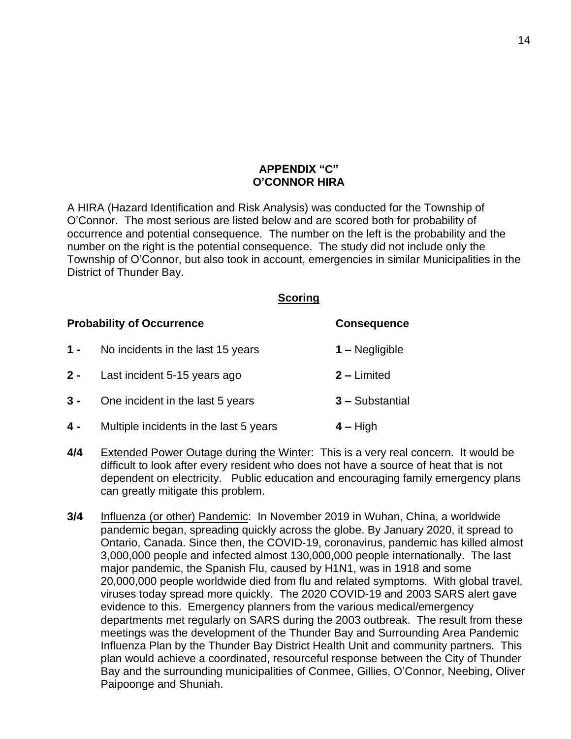**APPENDIX "C"**
**O'CONNOR HIRA**

A HIRA (Hazard Identification and Risk Analysis) was conducted for the Township of O'Connor. The most serious are listed below and are scored both for probability of occurrence and potential consequence. The number on the left is the probability and the number on the right is the potential consequence. The study did not include only the Township of O'Connor, but also took in account, emergencies in similar Municipalities in the District of Thunder Bay.

**<u>Scoring</u>**

| **Probability of Occurrence** | | **Consequence** |
|---|---|---|
| **1 -** | No incidents in the last 15 years | **1 –** Negligible |
| **2 -** | Last incident 5-15 years ago | **2 –** Limited |
| **3 -** | One incident in the last 5 years | **3 –** Substantial |
| **4 -** | Multiple incidents in the last 5 years | **4 –** High |

**4/4** <u>Extended Power Outage during the Winter</u>: This is a very real concern. It would be difficult to look after every resident who does not have a source of heat that is not dependent on electricity. Public education and encouraging family emergency plans can greatly mitigate this problem.

**3/4** <u>Influenza (or other) Pandemic</u>: In November 2019 in Wuhan, China, a worldwide pandemic began, spreading quickly across the globe. By January 2020, it spread to Ontario, Canada. Since then, the COVID-19, coronavirus, pandemic has killed almost 3,000,000 people and infected almost 130,000,000 people internationally. The last major pandemic, the Spanish Flu, caused by H1N1, was in 1918 and some 20,000,000 people worldwide died from flu and related symptoms. With global travel, viruses today spread more quickly. The 2020 COVID-19 and 2003 SARS alert gave evidence to this. Emergency planners from the various medical/emergency departments met regularly on SARS during the 2003 outbreak. The result from these meetings was the development of the Thunder Bay and Surrounding Area Pandemic Influenza Plan by the Thunder Bay District Health Unit and community partners. This plan would achieve a coordinated, resourceful response between the City of Thunder Bay and the surrounding municipalities of Conmee, Gillies, O'Connor, Neebing, Oliver Paipoonge and Shuniah.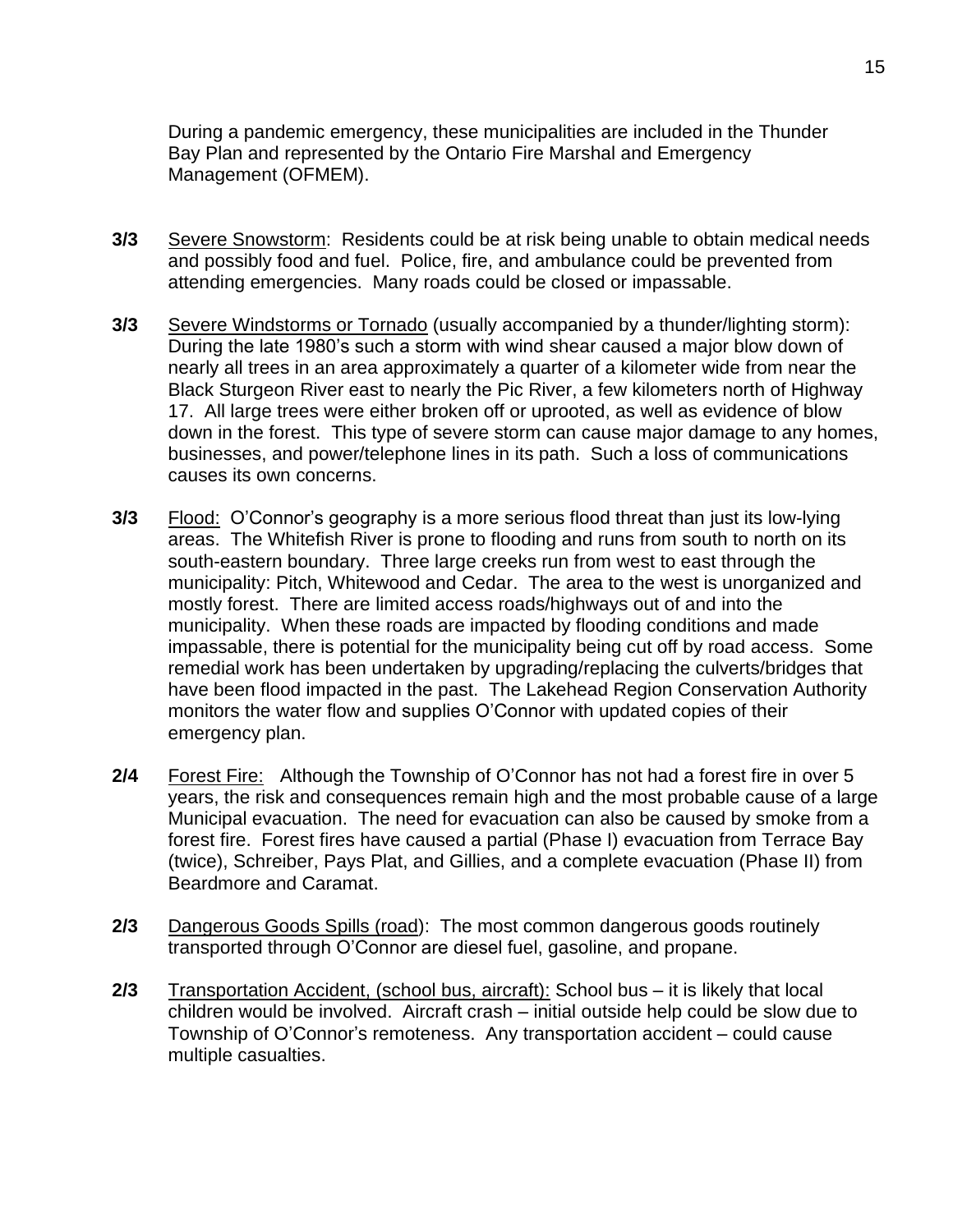During a pandemic emergency, these municipalities are included in the Thunder Bay Plan and represented by the Ontario Fire Marshal and Emergency Management (OFMEM).

**3/3** Severe Snowstorm: Residents could be at risk being unable to obtain medical needs and possibly food and fuel. Police, fire, and ambulance could be prevented from attending emergencies. Many roads could be closed or impassable.

**3/3** Severe Windstorms or Tornado (usually accompanied by a thunder/lighting storm): During the late 1980's such a storm with wind shear caused a major blow down of nearly all trees in an area approximately a quarter of a kilometer wide from near the Black Sturgeon River east to nearly the Pic River, a few kilometers north of Highway 17. All large trees were either broken off or uprooted, as well as evidence of blow down in the forest. This type of severe storm can cause major damage to any homes, businesses, and power/telephone lines in its path. Such a loss of communications causes its own concerns.

**3/3** Flood: O'Connor's geography is a more serious flood threat than just its low-lying areas. The Whitefish River is prone to flooding and runs from south to north on its south-eastern boundary. Three large creeks run from west to east through the municipality: Pitch, Whitewood and Cedar. The area to the west is unorganized and mostly forest. There are limited access roads/highways out of and into the municipality. When these roads are impacted by flooding conditions and made impassable, there is potential for the municipality being cut off by road access. Some remedial work has been undertaken by upgrading/replacing the culverts/bridges that have been flood impacted in the past. The Lakehead Region Conservation Authority monitors the water flow and supplies O'Connor with updated copies of their emergency plan.

**2/4** Forest Fire: Although the Township of O'Connor has not had a forest fire in over 5 years, the risk and consequences remain high and the most probable cause of a large Municipal evacuation. The need for evacuation can also be caused by smoke from a forest fire. Forest fires have caused a partial (Phase I) evacuation from Terrace Bay (twice), Schreiber, Pays Plat, and Gillies, and a complete evacuation (Phase II) from Beardmore and Caramat.

**2/3** Dangerous Goods Spills (road): The most common dangerous goods routinely transported through O'Connor are diesel fuel, gasoline, and propane.

**2/3** Transportation Accident, (school bus, aircraft): School bus – it is likely that local children would be involved. Aircraft crash – initial outside help could be slow due to Township of O'Connor's remoteness. Any transportation accident – could cause multiple casualties.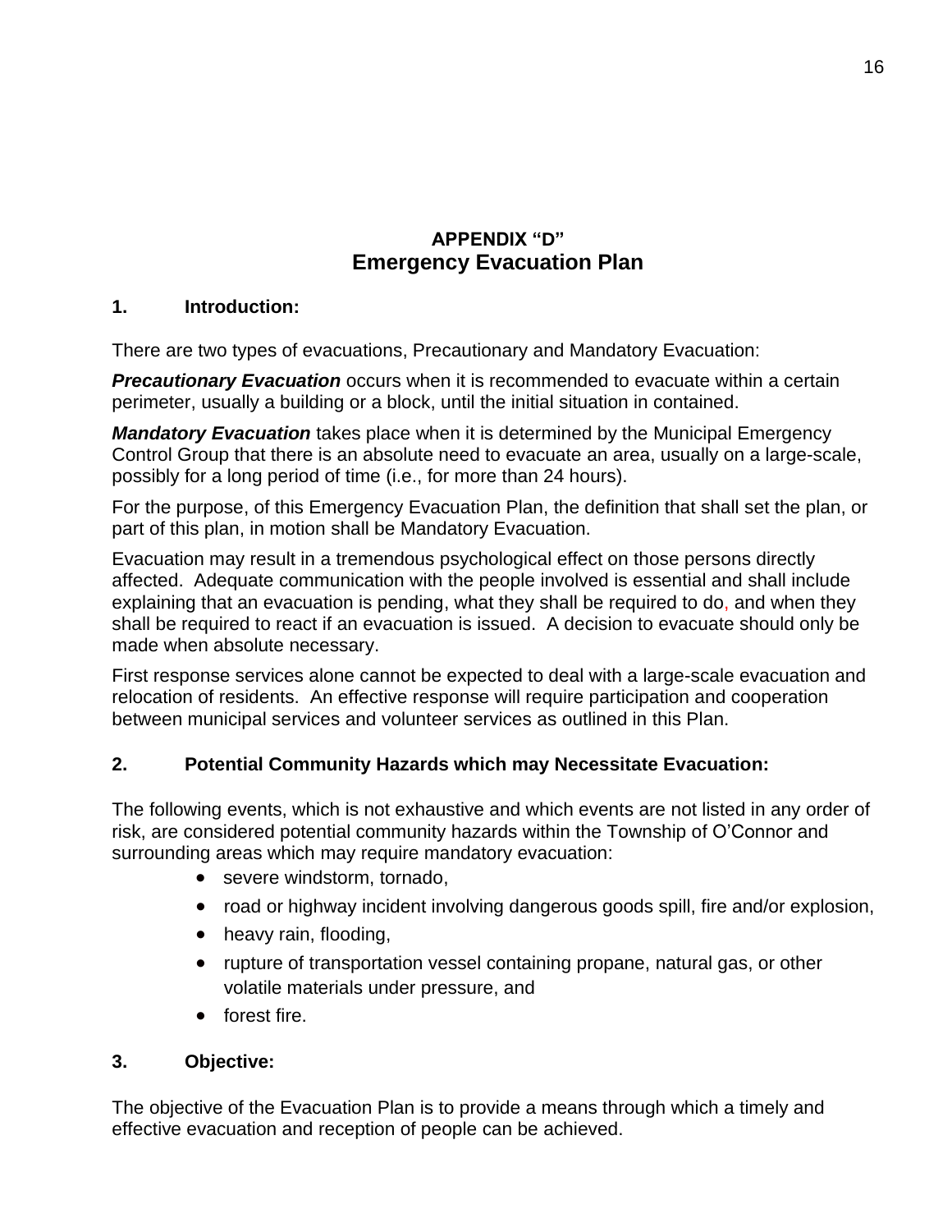## APPENDIX “D”
## Emergency Evacuation Plan

### 1. Introduction:

There are two types of evacuations, Precautionary and Mandatory Evacuation:

***Precautionary Evacuation*** occurs when it is recommended to evacuate within a certain perimeter, usually a building or a block, until the initial situation in contained.

***Mandatory Evacuation*** takes place when it is determined by the Municipal Emergency Control Group that there is an absolute need to evacuate an area, usually on a large-scale, possibly for a long period of time (i.e., for more than 24 hours).

For the purpose, of this Emergency Evacuation Plan, the definition that shall set the plan, or part of this plan, in motion shall be Mandatory Evacuation.

Evacuation may result in a tremendous psychological effect on those persons directly affected. Adequate communication with the people involved is essential and shall include explaining that an evacuation is pending, what they shall be required to do, and when they shall be required to react if an evacuation is issued. A decision to evacuate should only be made when absolute necessary.

First response services alone cannot be expected to deal with a large-scale evacuation and relocation of residents. An effective response will require participation and cooperation between municipal services and volunteer services as outlined in this Plan.

### 2. Potential Community Hazards which may Necessitate Evacuation:

The following events, which is not exhaustive and which events are not listed in any order of risk, are considered potential community hazards within the Township of O’Connor and surrounding areas which may require mandatory evacuation:

- severe windstorm, tornado,
- road or highway incident involving dangerous goods spill, fire and/or explosion,
- heavy rain, flooding,
- rupture of transportation vessel containing propane, natural gas, or other volatile materials under pressure, and
- forest fire.

### 3. Objective:

The objective of the Evacuation Plan is to provide a means through which a timely and effective evacuation and reception of people can be achieved.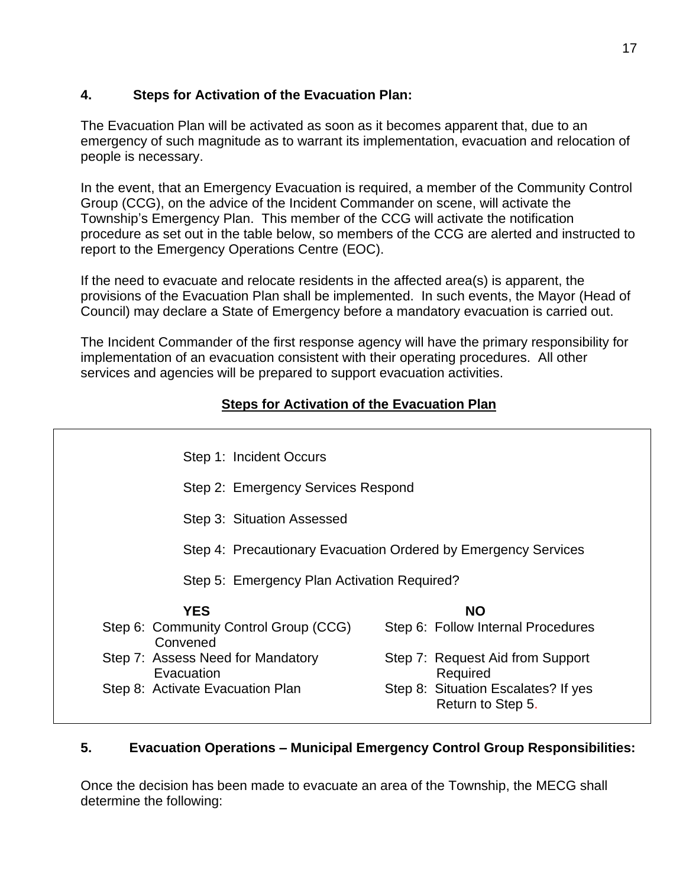## 4. Steps for Activation of the Evacuation Plan:

The Evacuation Plan will be activated as soon as it becomes apparent that, due to an emergency of such magnitude as to warrant its implementation, evacuation and relocation of people is necessary.

In the event, that an Emergency Evacuation is required, a member of the Community Control Group (CCG), on the advice of the Incident Commander on scene, will activate the Township's Emergency Plan. This member of the CCG will activate the notification procedure as set out in the table below, so members of the CCG are alerted and instructed to report to the Emergency Operations Centre (EOC).

If the need to evacuate and relocate residents in the affected area(s) is apparent, the provisions of the Evacuation Plan shall be implemented. In such events, the Mayor (Head of Council) may declare a State of Emergency before a mandatory evacuation is carried out.

The Incident Commander of the first response agency will have the primary responsibility for implementation of an evacuation consistent with their operating procedures. All other services and agencies will be prepared to support evacuation activities.

**Steps for Activation of the Evacuation Plan**

Step 1: Incident Occurs

Step 2: Emergency Services Respond

Step 3: Situation Assessed

Step 4: Precautionary Evacuation Ordered by Emergency Services

Step 5: Emergency Plan Activation Required?

| **YES** | **NO** |
|---|---|
| Step 6: Community Control Group (CCG) Convened | Step 6: Follow Internal Procedures |
| Step 7: Assess Need for Mandatory Evacuation | Step 7: Request Aid from Support Required |
| Step 8: Activate Evacuation Plan | Step 8: Situation Escalates? If yes Return to Step 5. |

## 5. Evacuation Operations – Municipal Emergency Control Group Responsibilities:

Once the decision has been made to evacuate an area of the Township, the MECG shall determine the following: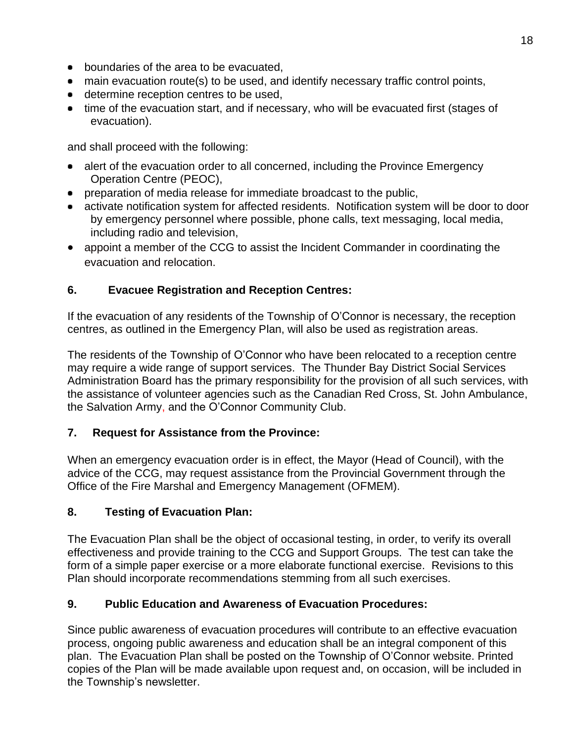- boundaries of the area to be evacuated,
- main evacuation route(s) to be used, and identify necessary traffic control points,
- determine reception centres to be used,
- time of the evacuation start, and if necessary, who will be evacuated first (stages of evacuation).

and shall proceed with the following:

- alert of the evacuation order to all concerned, including the Province Emergency Operation Centre (PEOC),
- preparation of media release for immediate broadcast to the public,
- activate notification system for affected residents. Notification system will be door to door by emergency personnel where possible, phone calls, text messaging, local media, including radio and television,
- appoint a member of the CCG to assist the Incident Commander in coordinating the evacuation and relocation.

## 6. Evacuee Registration and Reception Centres:

If the evacuation of any residents of the Township of O'Connor is necessary, the reception centres, as outlined in the Emergency Plan, will also be used as registration areas.

The residents of the Township of O'Connor who have been relocated to a reception centre may require a wide range of support services. The Thunder Bay District Social Services Administration Board has the primary responsibility for the provision of all such services, with the assistance of volunteer agencies such as the Canadian Red Cross, St. John Ambulance, the Salvation Army, and the O'Connor Community Club.

## 7. Request for Assistance from the Province:

When an emergency evacuation order is in effect, the Mayor (Head of Council), with the advice of the CCG, may request assistance from the Provincial Government through the Office of the Fire Marshal and Emergency Management (OFMEM).

## 8. Testing of Evacuation Plan:

The Evacuation Plan shall be the object of occasional testing, in order, to verify its overall effectiveness and provide training to the CCG and Support Groups. The test can take the form of a simple paper exercise or a more elaborate functional exercise. Revisions to this Plan should incorporate recommendations stemming from all such exercises.

## 9. Public Education and Awareness of Evacuation Procedures:

Since public awareness of evacuation procedures will contribute to an effective evacuation process, ongoing public awareness and education shall be an integral component of this plan. The Evacuation Plan shall be posted on the Township of O'Connor website. Printed copies of the Plan will be made available upon request and, on occasion, will be included in the Township's newsletter.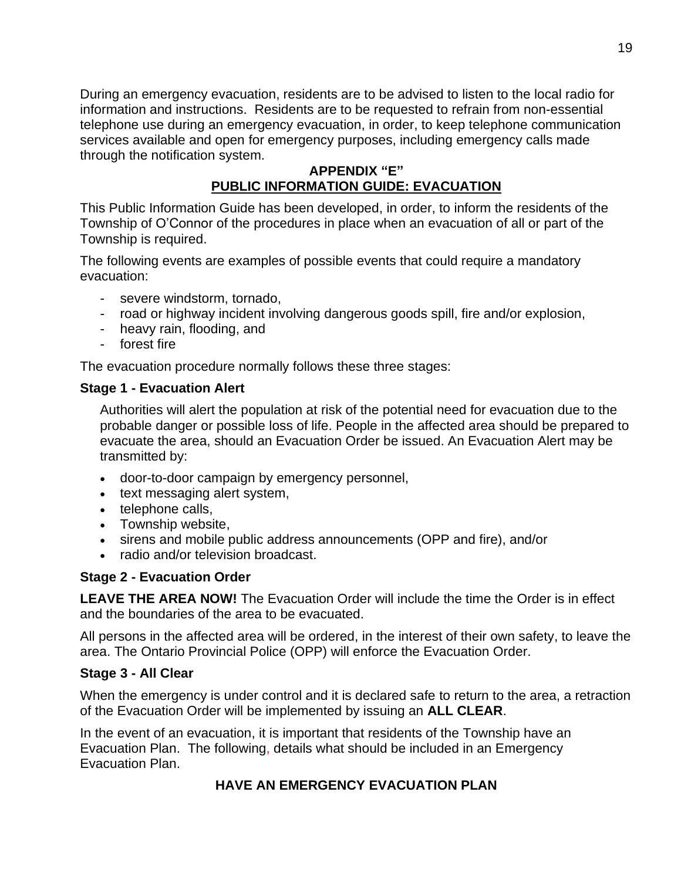During an emergency evacuation, residents are to be advised to listen to the local radio for information and instructions. Residents are to be requested to refrain from non-essential telephone use during an emergency evacuation, in order, to keep telephone communication services available and open for emergency purposes, including emergency calls made through the notification system.

## APPENDIX "E"
## PUBLIC INFORMATION GUIDE: EVACUATION

This Public Information Guide has been developed, in order, to inform the residents of the Township of O'Connor of the procedures in place when an evacuation of all or part of the Township is required.

The following events are examples of possible events that could require a mandatory evacuation:

- severe windstorm, tornado,
- road or highway incident involving dangerous goods spill, fire and/or explosion,
- heavy rain, flooding, and
- forest fire

The evacuation procedure normally follows these three stages:

### Stage 1 - Evacuation Alert

Authorities will alert the population at risk of the potential need for evacuation due to the probable danger or possible loss of life. People in the affected area should be prepared to evacuate the area, should an Evacuation Order be issued. An Evacuation Alert may be transmitted by:

- door-to-door campaign by emergency personnel,
- text messaging alert system,
- telephone calls,
- Township website,
- sirens and mobile public address announcements (OPP and fire), and/or
- radio and/or television broadcast.

### Stage 2 - Evacuation Order

**LEAVE THE AREA NOW!** The Evacuation Order will include the time the Order is in effect and the boundaries of the area to be evacuated.

All persons in the affected area will be ordered, in the interest of their own safety, to leave the area. The Ontario Provincial Police (OPP) will enforce the Evacuation Order.

### Stage 3 - All Clear

When the emergency is under control and it is declared safe to return to the area, a retraction of the Evacuation Order will be implemented by issuing an **ALL CLEAR**.

In the event of an evacuation, it is important that residents of the Township have an Evacuation Plan. The following, details what should be included in an Emergency Evacuation Plan.

## HAVE AN EMERGENCY EVACUATION PLAN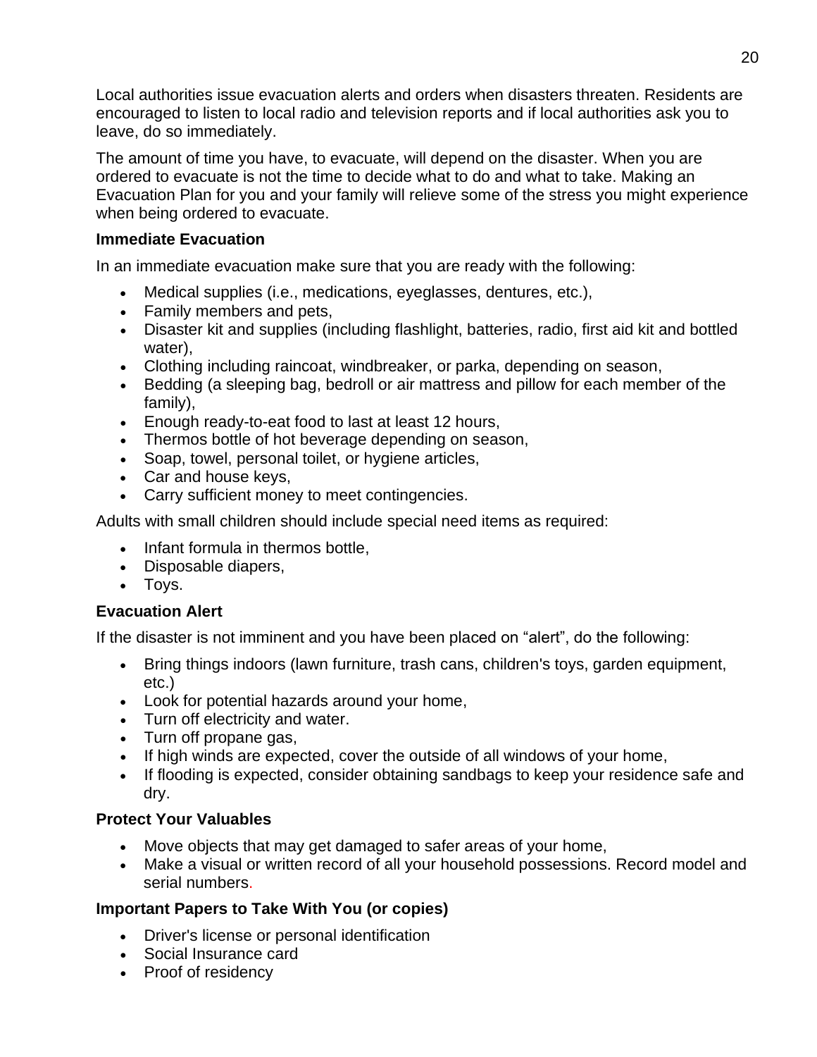Local authorities issue evacuation alerts and orders when disasters threaten. Residents are encouraged to listen to local radio and television reports and if local authorities ask you to leave, do so immediately.

The amount of time you have, to evacuate, will depend on the disaster. When you are ordered to evacuate is not the time to decide what to do and what to take. Making an Evacuation Plan for you and your family will relieve some of the stress you might experience when being ordered to evacuate.

### Immediate Evacuation

In an immediate evacuation make sure that you are ready with the following:

- Medical supplies (i.e., medications, eyeglasses, dentures, etc.),
- Family members and pets,
- Disaster kit and supplies (including flashlight, batteries, radio, first aid kit and bottled water),
- Clothing including raincoat, windbreaker, or parka, depending on season,
- Bedding (a sleeping bag, bedroll or air mattress and pillow for each member of the family),
- Enough ready-to-eat food to last at least 12 hours,
- Thermos bottle of hot beverage depending on season,
- Soap, towel, personal toilet, or hygiene articles,
- Car and house keys,
- Carry sufficient money to meet contingencies.

Adults with small children should include special need items as required:

- Infant formula in thermos bottle,
- Disposable diapers,
- Toys.

### Evacuation Alert

If the disaster is not imminent and you have been placed on “alert”, do the following:

- Bring things indoors (lawn furniture, trash cans, children's toys, garden equipment, etc.)
- Look for potential hazards around your home,
- Turn off electricity and water.
- Turn off propane gas,
- If high winds are expected, cover the outside of all windows of your home,
- If flooding is expected, consider obtaining sandbags to keep your residence safe and dry.

### Protect Your Valuables

- Move objects that may get damaged to safer areas of your home,
- Make a visual or written record of all your household possessions. Record model and serial numbers.

### Important Papers to Take With You (or copies)

- Driver's license or personal identification
- Social Insurance card
- Proof of residency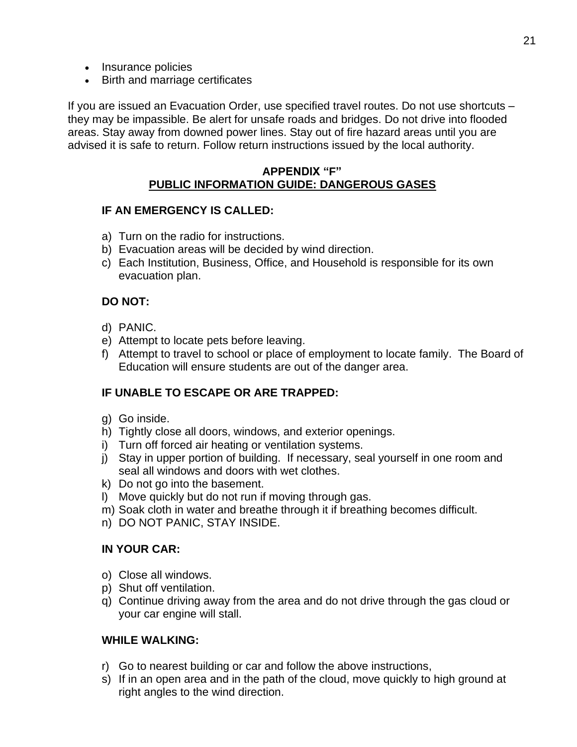- Insurance policies
- Birth and marriage certificates

If you are issued an Evacuation Order, use specified travel routes. Do not use shortcuts – they may be impassible. Be alert for unsafe roads and bridges. Do not drive into flooded areas. Stay away from downed power lines. Stay out of fire hazard areas until you are advised it is safe to return. Follow return instructions issued by the local authority.

## APPENDIX "F"
## PUBLIC INFORMATION GUIDE: DANGEROUS GASES

**IF AN EMERGENCY IS CALLED:**

a) Turn on the radio for instructions.
b) Evacuation areas will be decided by wind direction.
c) Each Institution, Business, Office, and Household is responsible for its own evacuation plan.

**DO NOT:**

d) PANIC.
e) Attempt to locate pets before leaving.
f) Attempt to travel to school or place of employment to locate family. The Board of Education will ensure students are out of the danger area.

**IF UNABLE TO ESCAPE OR ARE TRAPPED:**

g) Go inside.
h) Tightly close all doors, windows, and exterior openings.
i) Turn off forced air heating or ventilation systems.
j) Stay in upper portion of building. If necessary, seal yourself in one room and seal all windows and doors with wet clothes.
k) Do not go into the basement.
l) Move quickly but do not run if moving through gas.
m) Soak cloth in water and breathe through it if breathing becomes difficult.
n) DO NOT PANIC, STAY INSIDE.

**IN YOUR CAR:**

o) Close all windows.
p) Shut off ventilation.
q) Continue driving away from the area and do not drive through the gas cloud or your car engine will stall.

**WHILE WALKING:**

r) Go to nearest building or car and follow the above instructions,
s) If in an open area and in the path of the cloud, move quickly to high ground at right angles to the wind direction.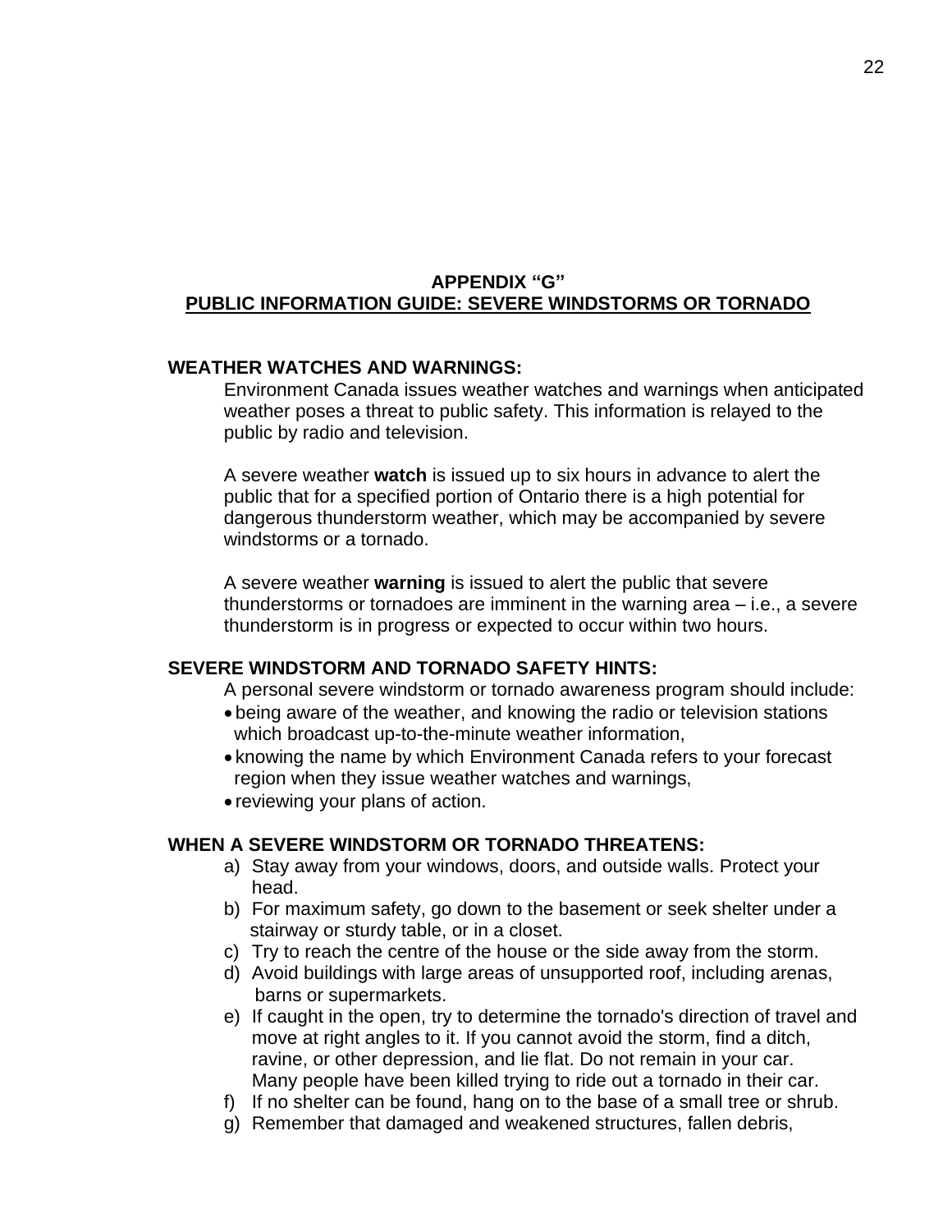# APPENDIX "G"

## PUBLIC INFORMATION GUIDE: SEVERE WINDSTORMS OR TORNADO

### WEATHER WATCHES AND WARNINGS:

Environment Canada issues weather watches and warnings when anticipated weather poses a threat to public safety. This information is relayed to the public by radio and television.

A severe weather **watch** is issued up to six hours in advance to alert the public that for a specified portion of Ontario there is a high potential for dangerous thunderstorm weather, which may be accompanied by severe windstorms or a tornado.

A severe weather **warning** is issued to alert the public that severe thunderstorms or tornadoes are imminent in the warning area – i.e., a severe thunderstorm is in progress or expected to occur within two hours.

### SEVERE WINDSTORM AND TORNADO SAFETY HINTS:

A personal severe windstorm or tornado awareness program should include:

- being aware of the weather, and knowing the radio or television stations which broadcast up-to-the-minute weather information,
- knowing the name by which Environment Canada refers to your forecast region when they issue weather watches and warnings,
- reviewing your plans of action.

### WHEN A SEVERE WINDSTORM OR TORNADO THREATENS:

a) Stay away from your windows, doors, and outside walls. Protect your head.
b) For maximum safety, go down to the basement or seek shelter under a stairway or sturdy table, or in a closet.
c) Try to reach the centre of the house or the side away from the storm.
d) Avoid buildings with large areas of unsupported roof, including arenas, barns or supermarkets.
e) If caught in the open, try to determine the tornado's direction of travel and move at right angles to it. If you cannot avoid the storm, find a ditch, ravine, or other depression, and lie flat. Do not remain in your car. Many people have been killed trying to ride out a tornado in their car.
f) If no shelter can be found, hang on to the base of a small tree or shrub.
g) Remember that damaged and weakened structures, fallen debris,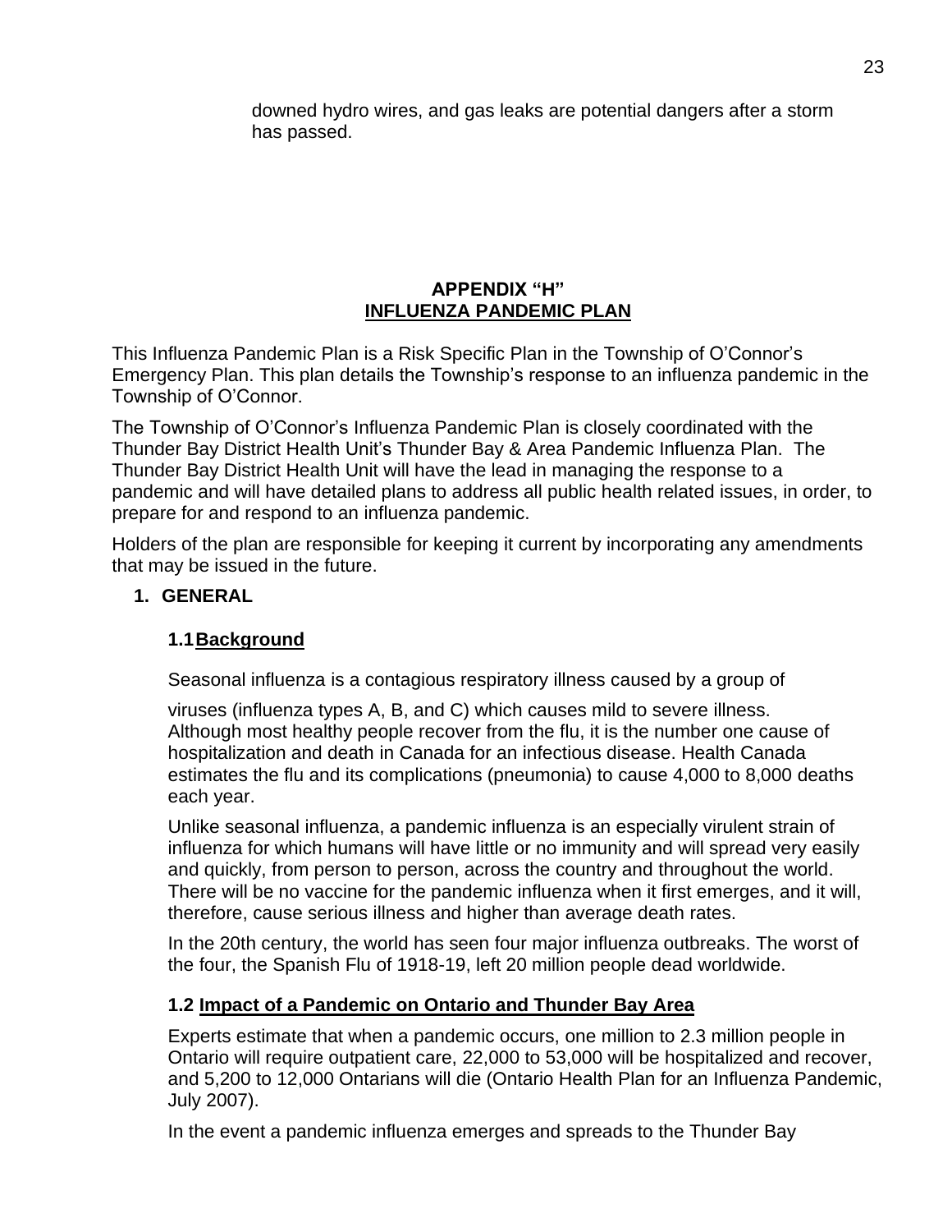downed hydro wires, and gas leaks are potential dangers after a storm has passed.

## APPENDIX "H"
## INFLUENZA PANDEMIC PLAN

This Influenza Pandemic Plan is a Risk Specific Plan in the Township of O'Connor's Emergency Plan. This plan details the Township's response to an influenza pandemic in the Township of O'Connor.

The Township of O'Connor's Influenza Pandemic Plan is closely coordinated with the Thunder Bay District Health Unit's Thunder Bay & Area Pandemic Influenza Plan. The Thunder Bay District Health Unit will have the lead in managing the response to a pandemic and will have detailed plans to address all public health related issues, in order, to prepare for and respond to an influenza pandemic.

Holders of the plan are responsible for keeping it current by incorporating any amendments that may be issued in the future.

### 1. GENERAL

#### 1.1 Background

Seasonal influenza is a contagious respiratory illness caused by a group of viruses (influenza types A, B, and C) which causes mild to severe illness. Although most healthy people recover from the flu, it is the number one cause of hospitalization and death in Canada for an infectious disease. Health Canada estimates the flu and its complications (pneumonia) to cause 4,000 to 8,000 deaths each year.

Unlike seasonal influenza, a pandemic influenza is an especially virulent strain of influenza for which humans will have little or no immunity and will spread very easily and quickly, from person to person, across the country and throughout the world. There will be no vaccine for the pandemic influenza when it first emerges, and it will, therefore, cause serious illness and higher than average death rates.

In the 20th century, the world has seen four major influenza outbreaks. The worst of the four, the Spanish Flu of 1918-19, left 20 million people dead worldwide.

#### 1.2 Impact of a Pandemic on Ontario and Thunder Bay Area

Experts estimate that when a pandemic occurs, one million to 2.3 million people in Ontario will require outpatient care, 22,000 to 53,000 will be hospitalized and recover, and 5,200 to 12,000 Ontarians will die (Ontario Health Plan for an Influenza Pandemic, July 2007).

In the event a pandemic influenza emerges and spreads to the Thunder Bay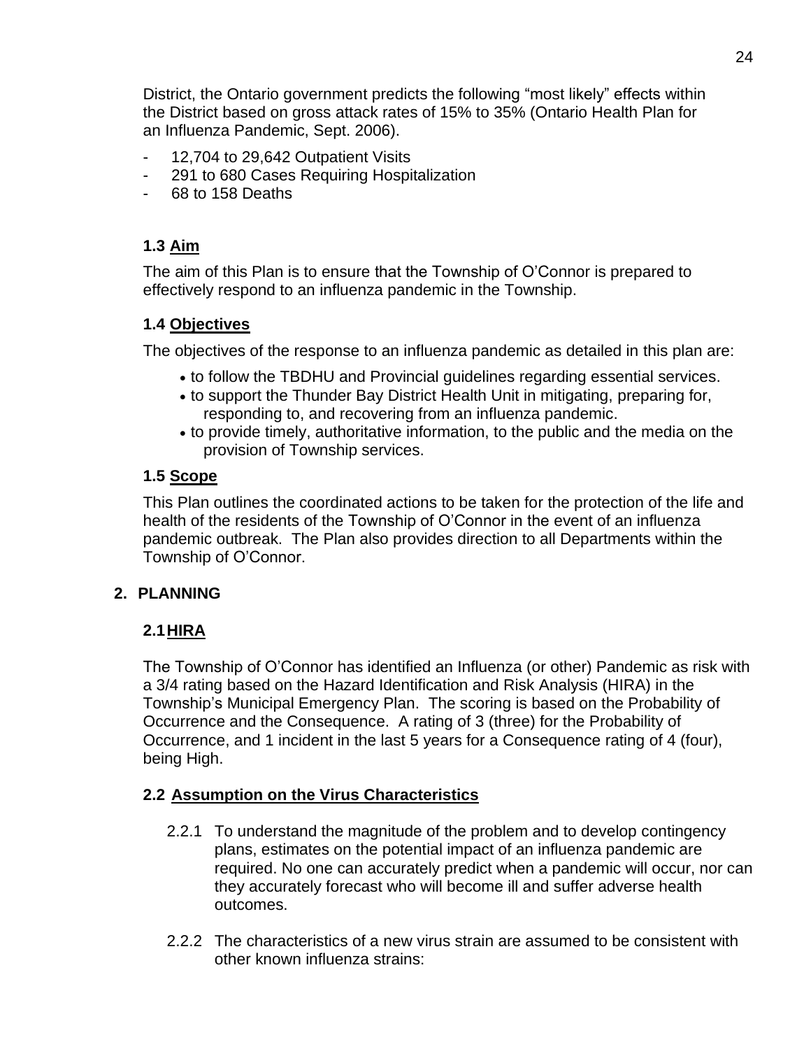District, the Ontario government predicts the following "most likely" effects within the District based on gross attack rates of 15% to 35% (Ontario Health Plan for an Influenza Pandemic, Sept. 2006).

- 12,704 to 29,642 Outpatient Visits
- 291 to 680 Cases Requiring Hospitalization
- 68 to 158 Deaths

### 1.3 Aim

The aim of this Plan is to ensure that the Township of O'Connor is prepared to effectively respond to an influenza pandemic in the Township.

### 1.4 Objectives

The objectives of the response to an influenza pandemic as detailed in this plan are:

- to follow the TBDHU and Provincial guidelines regarding essential services.
- to support the Thunder Bay District Health Unit in mitigating, preparing for, responding to, and recovering from an influenza pandemic.
- to provide timely, authoritative information, to the public and the media on the provision of Township services.

### 1.5 Scope

This Plan outlines the coordinated actions to be taken for the protection of the life and health of the residents of the Township of O'Connor in the event of an influenza pandemic outbreak. The Plan also provides direction to all Departments within the Township of O'Connor.

## 2. PLANNING

### 2.1 HIRA

The Township of O'Connor has identified an Influenza (or other) Pandemic as risk with a 3/4 rating based on the Hazard Identification and Risk Analysis (HIRA) in the Township's Municipal Emergency Plan. The scoring is based on the Probability of Occurrence and the Consequence. A rating of 3 (three) for the Probability of Occurrence, and 1 incident in the last 5 years for a Consequence rating of 4 (four), being High.

### 2.2 Assumption on the Virus Characteristics

2.2.1 To understand the magnitude of the problem and to develop contingency plans, estimates on the potential impact of an influenza pandemic are required. No one can accurately predict when a pandemic will occur, nor can they accurately forecast who will become ill and suffer adverse health outcomes.

2.2.2 The characteristics of a new virus strain are assumed to be consistent with other known influenza strains: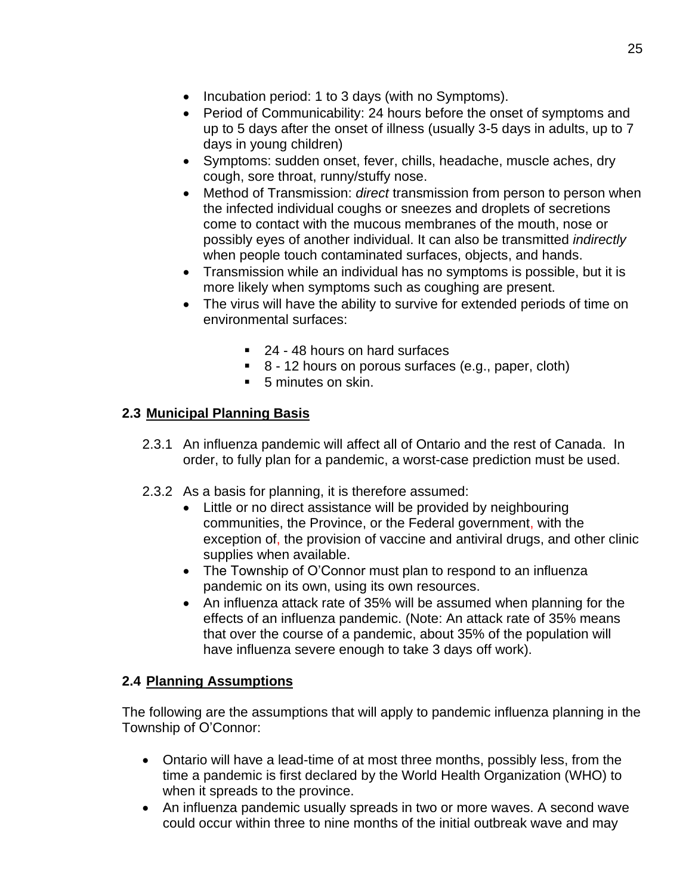- Incubation period: 1 to 3 days (with no Symptoms).
- Period of Communicability: 24 hours before the onset of symptoms and up to 5 days after the onset of illness (usually 3-5 days in adults, up to 7 days in young children)
- Symptoms: sudden onset, fever, chills, headache, muscle aches, dry cough, sore throat, runny/stuffy nose.
- Method of Transmission: *direct* transmission from person to person when the infected individual coughs or sneezes and droplets of secretions come to contact with the mucous membranes of the mouth, nose or possibly eyes of another individual. It can also be transmitted *indirectly* when people touch contaminated surfaces, objects, and hands.
- Transmission while an individual has no symptoms is possible, but it is more likely when symptoms such as coughing are present.
- The virus will have the ability to survive for extended periods of time on environmental surfaces:
  - 24 - 48 hours on hard surfaces
  - 8 - 12 hours on porous surfaces (e.g., paper, cloth)
  - 5 minutes on skin.

## 2.3 Municipal Planning Basis

2.3.1 An influenza pandemic will affect all of Ontario and the rest of Canada. In order, to fully plan for a pandemic, a worst-case prediction must be used.

2.3.2 As a basis for planning, it is therefore assumed:

- Little or no direct assistance will be provided by neighbouring communities, the Province, or the Federal government, with the exception of, the provision of vaccine and antiviral drugs, and other clinic supplies when available.
- The Township of O'Connor must plan to respond to an influenza pandemic on its own, using its own resources.
- An influenza attack rate of 35% will be assumed when planning for the effects of an influenza pandemic. (Note: An attack rate of 35% means that over the course of a pandemic, about 35% of the population will have influenza severe enough to take 3 days off work).

## 2.4 Planning Assumptions

The following are the assumptions that will apply to pandemic influenza planning in the Township of O'Connor:

- Ontario will have a lead-time of at most three months, possibly less, from the time a pandemic is first declared by the World Health Organization (WHO) to when it spreads to the province.
- An influenza pandemic usually spreads in two or more waves. A second wave could occur within three to nine months of the initial outbreak wave and may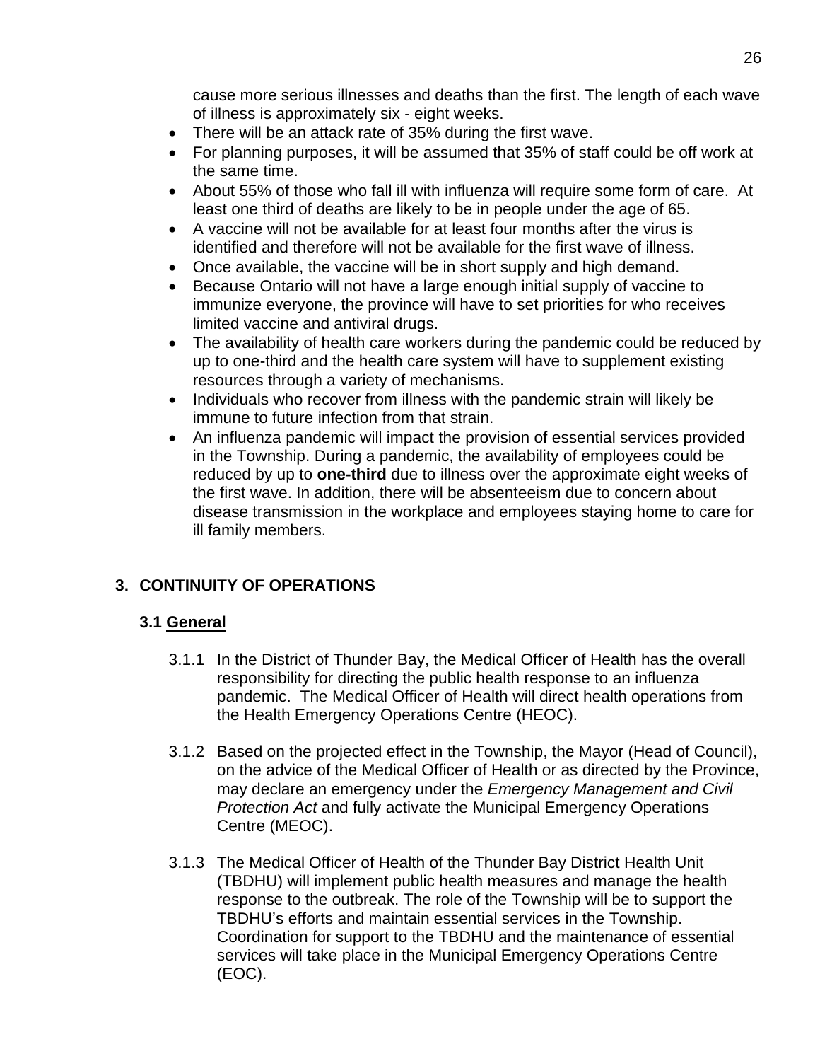cause more serious illnesses and deaths than the first. The length of each wave of illness is approximately six - eight weeks.

- There will be an attack rate of 35% during the first wave.
- For planning purposes, it will be assumed that 35% of staff could be off work at the same time.
- About 55% of those who fall ill with influenza will require some form of care. At least one third of deaths are likely to be in people under the age of 65.
- A vaccine will not be available for at least four months after the virus is identified and therefore will not be available for the first wave of illness.
- Once available, the vaccine will be in short supply and high demand.
- Because Ontario will not have a large enough initial supply of vaccine to immunize everyone, the province will have to set priorities for who receives limited vaccine and antiviral drugs.
- The availability of health care workers during the pandemic could be reduced by up to one-third and the health care system will have to supplement existing resources through a variety of mechanisms.
- Individuals who recover from illness with the pandemic strain will likely be immune to future infection from that strain.
- An influenza pandemic will impact the provision of essential services provided in the Township. During a pandemic, the availability of employees could be reduced by up to **one-third** due to illness over the approximate eight weeks of the first wave. In addition, there will be absenteeism due to concern about disease transmission in the workplace and employees staying home to care for ill family members.

## 3. CONTINUITY OF OPERATIONS

### 3.1 General

3.1.1 In the District of Thunder Bay, the Medical Officer of Health has the overall responsibility for directing the public health response to an influenza pandemic. The Medical Officer of Health will direct health operations from the Health Emergency Operations Centre (HEOC).

3.1.2 Based on the projected effect in the Township, the Mayor (Head of Council), on the advice of the Medical Officer of Health or as directed by the Province, may declare an emergency under the *Emergency Management and Civil Protection Act* and fully activate the Municipal Emergency Operations Centre (MEOC).

3.1.3 The Medical Officer of Health of the Thunder Bay District Health Unit (TBDHU) will implement public health measures and manage the health response to the outbreak. The role of the Township will be to support the TBDHU's efforts and maintain essential services in the Township. Coordination for support to the TBDHU and the maintenance of essential services will take place in the Municipal Emergency Operations Centre (EOC).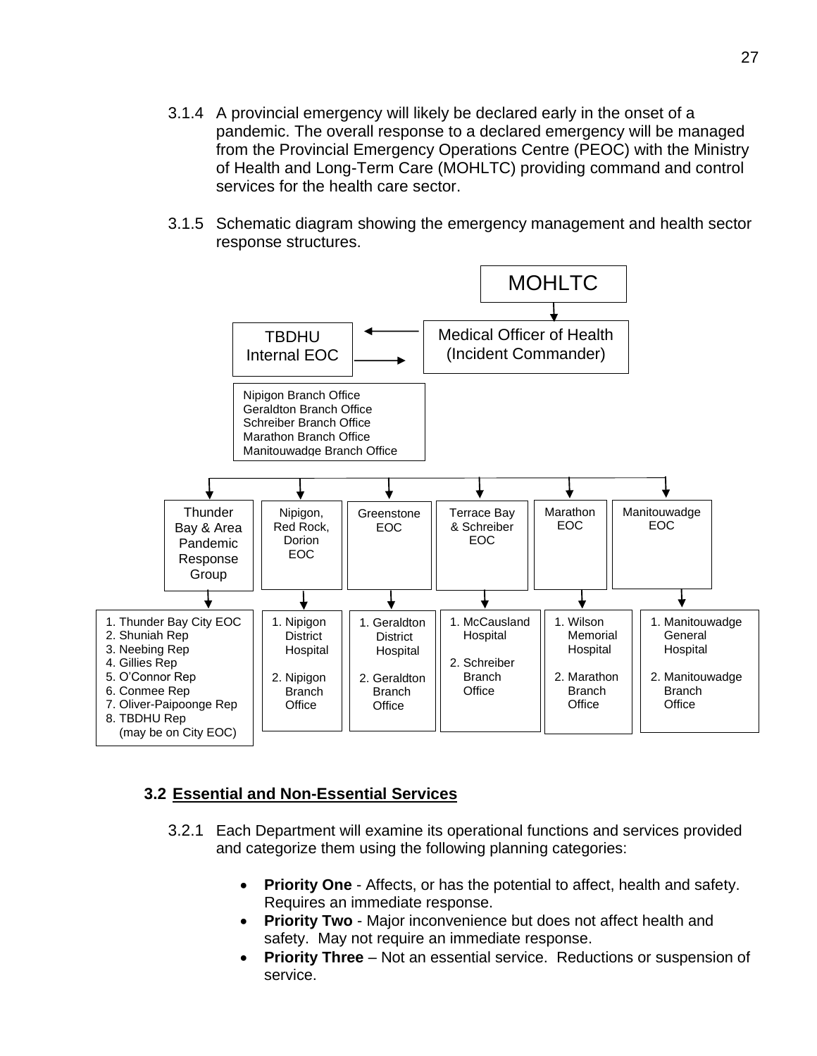3.1.4 A provincial emergency will likely be declared early in the onset of a pandemic. The overall response to a declared emergency will be managed from the Provincial Emergency Operations Centre (PEOC) with the Ministry of Health and Long-Term Care (MOHLTC) providing command and control services for the health care sector.

3.1.5 Schematic diagram showing the emergency management and health sector response structures.

MOHLTC

Medical Officer of Health (Incident Commander)

TBDHU Internal EOC

Nipigon Branch Office
Geraldton Branch Office
Schreiber Branch Office
Marathon Branch Office
Manitouwadge Branch Office

| Thunder Bay & Area Pandemic Response Group | Nipigon, Red Rock, Dorion EOC | Greenstone EOC | Terrace Bay & Schreiber EOC | Marathon EOC | Manitouwadge EOC |
|---|---|---|---|---|---|
| 1. Thunder Bay City EOC<br>2. Shuniah Rep<br>3. Neebing Rep<br>4. Gillies Rep<br>5. O'Connor Rep<br>6. Conmee Rep<br>7. Oliver-Paipoonge Rep<br>8. TBDHU Rep (may be on City EOC) | 1. Nipigon District Hospital<br>2. Nipigon Branch Office | 1. Geraldton District Hospital<br>2. Geraldton Branch Office | 1. McCausland Hospital<br>2. Schreiber Branch Office | 1. Wilson Memorial Hospital<br>2. Marathon Branch Office | 1. Manitouwadge General Hospital<br>2. Manitouwadge Branch Office |

## 3.2 Essential and Non-Essential Services

3.2.1 Each Department will examine its operational functions and services provided and categorize them using the following planning categories:

- **Priority One** - Affects, or has the potential to affect, health and safety. Requires an immediate response.
- **Priority Two** - Major inconvenience but does not affect health and safety. May not require an immediate response.
- **Priority Three** – Not an essential service. Reductions or suspension of service.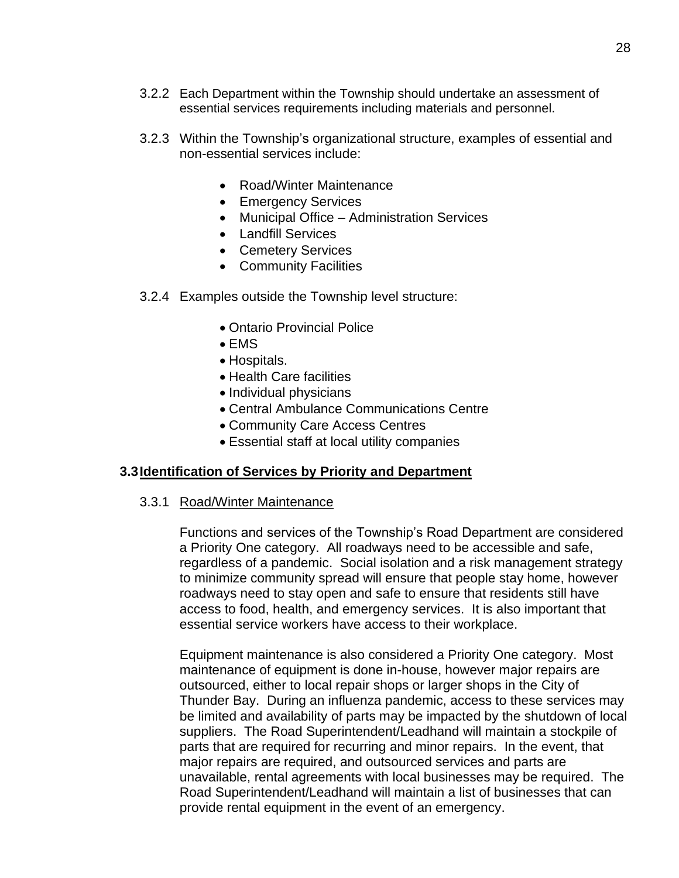3.2.2 Each Department within the Township should undertake an assessment of essential services requirements including materials and personnel.

3.2.3 Within the Township's organizational structure, examples of essential and non-essential services include:

- Road/Winter Maintenance
- Emergency Services
- Municipal Office – Administration Services
- Landfill Services
- Cemetery Services
- Community Facilities

3.2.4 Examples outside the Township level structure:

- Ontario Provincial Police
- EMS
- Hospitals.
- Health Care facilities
- Individual physicians
- Central Ambulance Communications Centre
- Community Care Access Centres
- Essential staff at local utility companies

## 3.3 Identification of Services by Priority and Department

3.3.1 Road/Winter Maintenance

Functions and services of the Township's Road Department are considered a Priority One category. All roadways need to be accessible and safe, regardless of a pandemic. Social isolation and a risk management strategy to minimize community spread will ensure that people stay home, however roadways need to stay open and safe to ensure that residents still have access to food, health, and emergency services. It is also important that essential service workers have access to their workplace.

Equipment maintenance is also considered a Priority One category. Most maintenance of equipment is done in-house, however major repairs are outsourced, either to local repair shops or larger shops in the City of Thunder Bay. During an influenza pandemic, access to these services may be limited and availability of parts may be impacted by the shutdown of local suppliers. The Road Superintendent/Leadhand will maintain a stockpile of parts that are required for recurring and minor repairs. In the event, that major repairs are required, and outsourced services and parts are unavailable, rental agreements with local businesses may be required. The Road Superintendent/Leadhand will maintain a list of businesses that can provide rental equipment in the event of an emergency.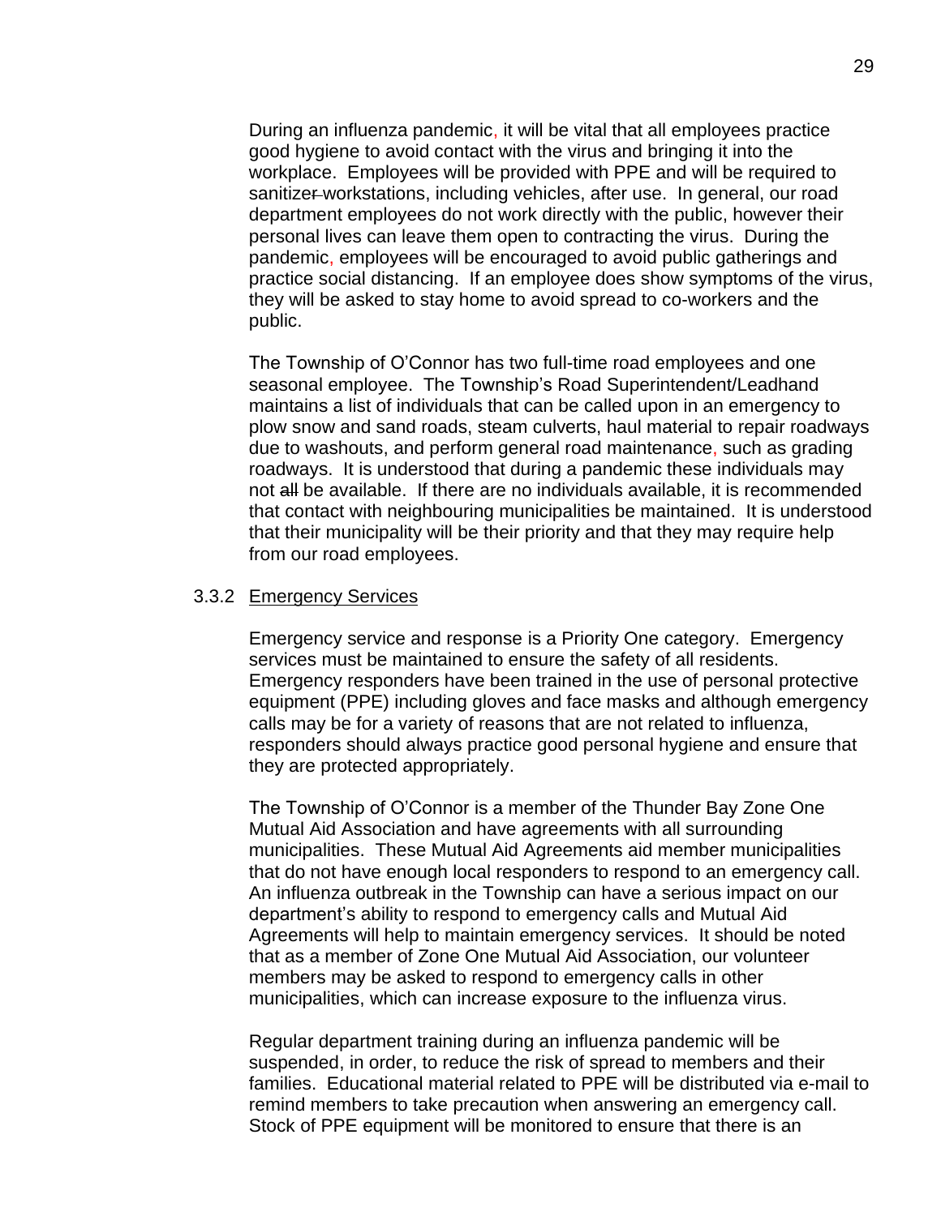During an influenza pandemic, it will be vital that all employees practice good hygiene to avoid contact with the virus and bringing it into the workplace. Employees will be provided with PPE and will be required to sanitize~~r~~ workstations, including vehicles, after use. In general, our road department employees do not work directly with the public, however their personal lives can leave them open to contracting the virus. During the pandemic, employees will be encouraged to avoid public gatherings and practice social distancing. If an employee does show symptoms of the virus, they will be asked to stay home to avoid spread to co-workers and the public.

The Township of O'Connor has two full-time road employees and one seasonal employee. The Township's Road Superintendent/Leadhand maintains a list of individuals that can be called upon in an emergency to plow snow and sand roads, steam culverts, haul material to repair roadways due to washouts, and perform general road maintenance, such as grading roadways. It is understood that during a pandemic these individuals may not ~~all~~ be available. If there are no individuals available, it is recommended that contact with neighbouring municipalities be maintained. It is understood that their municipality will be their priority and that they may require help from our road employees.

### 3.3.2 Emergency Services

Emergency service and response is a Priority One category. Emergency services must be maintained to ensure the safety of all residents. Emergency responders have been trained in the use of personal protective equipment (PPE) including gloves and face masks and although emergency calls may be for a variety of reasons that are not related to influenza, responders should always practice good personal hygiene and ensure that they are protected appropriately.

The Township of O'Connor is a member of the Thunder Bay Zone One Mutual Aid Association and have agreements with all surrounding municipalities. These Mutual Aid Agreements aid member municipalities that do not have enough local responders to respond to an emergency call. An influenza outbreak in the Township can have a serious impact on our department's ability to respond to emergency calls and Mutual Aid Agreements will help to maintain emergency services. It should be noted that as a member of Zone One Mutual Aid Association, our volunteer members may be asked to respond to emergency calls in other municipalities, which can increase exposure to the influenza virus.

Regular department training during an influenza pandemic will be suspended, in order, to reduce the risk of spread to members and their families. Educational material related to PPE will be distributed via e-mail to remind members to take precaution when answering an emergency call. Stock of PPE equipment will be monitored to ensure that there is an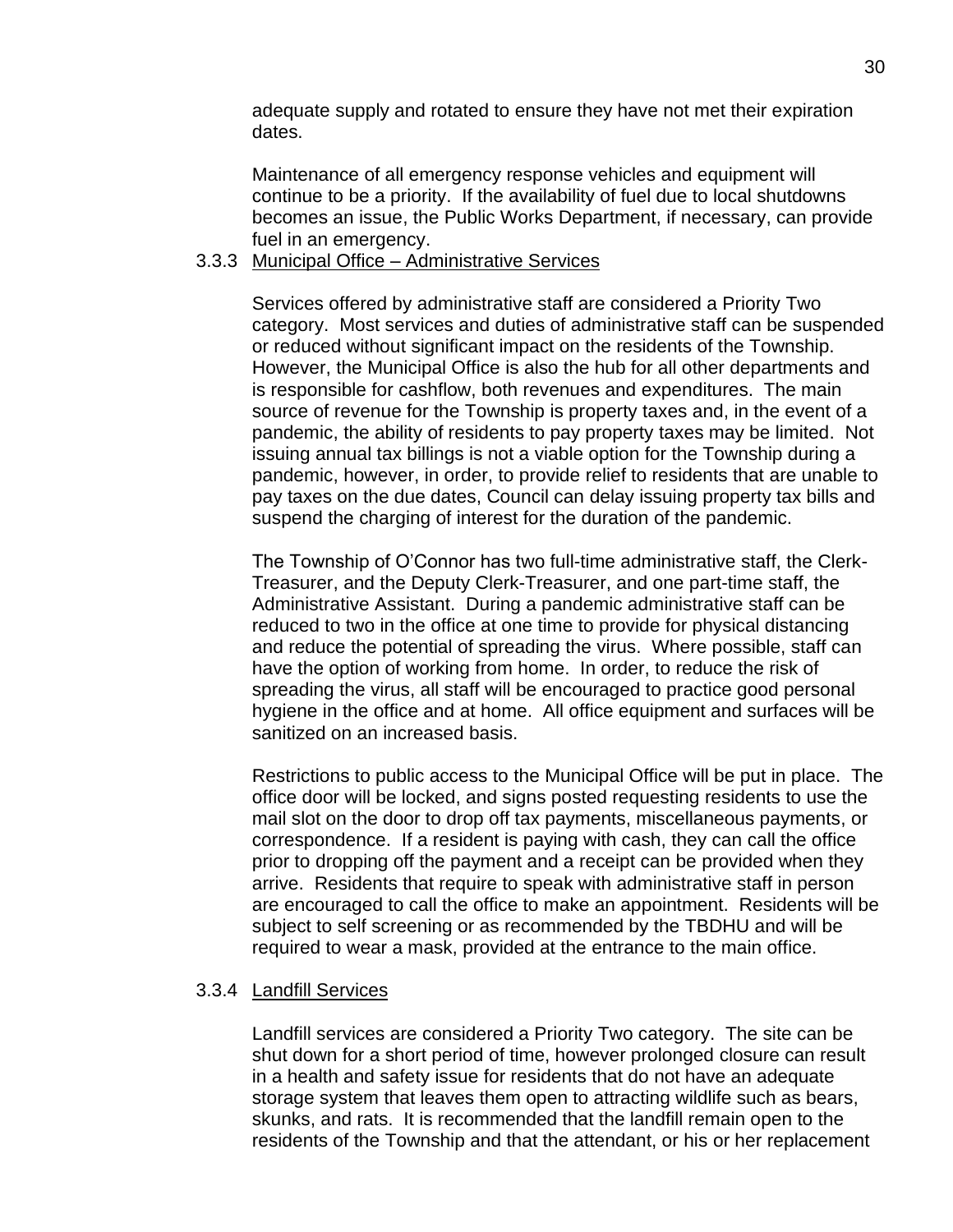adequate supply and rotated to ensure they have not met their expiration dates.

Maintenance of all emergency response vehicles and equipment will continue to be a priority. If the availability of fuel due to local shutdowns becomes an issue, the Public Works Department, if necessary, can provide fuel in an emergency.

#### 3.3.3 Municipal Office – Administrative Services

Services offered by administrative staff are considered a Priority Two category. Most services and duties of administrative staff can be suspended or reduced without significant impact on the residents of the Township. However, the Municipal Office is also the hub for all other departments and is responsible for cashflow, both revenues and expenditures. The main source of revenue for the Township is property taxes and, in the event of a pandemic, the ability of residents to pay property taxes may be limited. Not issuing annual tax billings is not a viable option for the Township during a pandemic, however, in order, to provide relief to residents that are unable to pay taxes on the due dates, Council can delay issuing property tax bills and suspend the charging of interest for the duration of the pandemic.

The Township of O'Connor has two full-time administrative staff, the Clerk-Treasurer, and the Deputy Clerk-Treasurer, and one part-time staff, the Administrative Assistant. During a pandemic administrative staff can be reduced to two in the office at one time to provide for physical distancing and reduce the potential of spreading the virus. Where possible, staff can have the option of working from home. In order, to reduce the risk of spreading the virus, all staff will be encouraged to practice good personal hygiene in the office and at home. All office equipment and surfaces will be sanitized on an increased basis.

Restrictions to public access to the Municipal Office will be put in place. The office door will be locked, and signs posted requesting residents to use the mail slot on the door to drop off tax payments, miscellaneous payments, or correspondence. If a resident is paying with cash, they can call the office prior to dropping off the payment and a receipt can be provided when they arrive. Residents that require to speak with administrative staff in person are encouraged to call the office to make an appointment. Residents will be subject to self screening or as recommended by the TBDHU and will be required to wear a mask, provided at the entrance to the main office.

#### 3.3.4 Landfill Services

Landfill services are considered a Priority Two category. The site can be shut down for a short period of time, however prolonged closure can result in a health and safety issue for residents that do not have an adequate storage system that leaves them open to attracting wildlife such as bears, skunks, and rats. It is recommended that the landfill remain open to the residents of the Township and that the attendant, or his or her replacement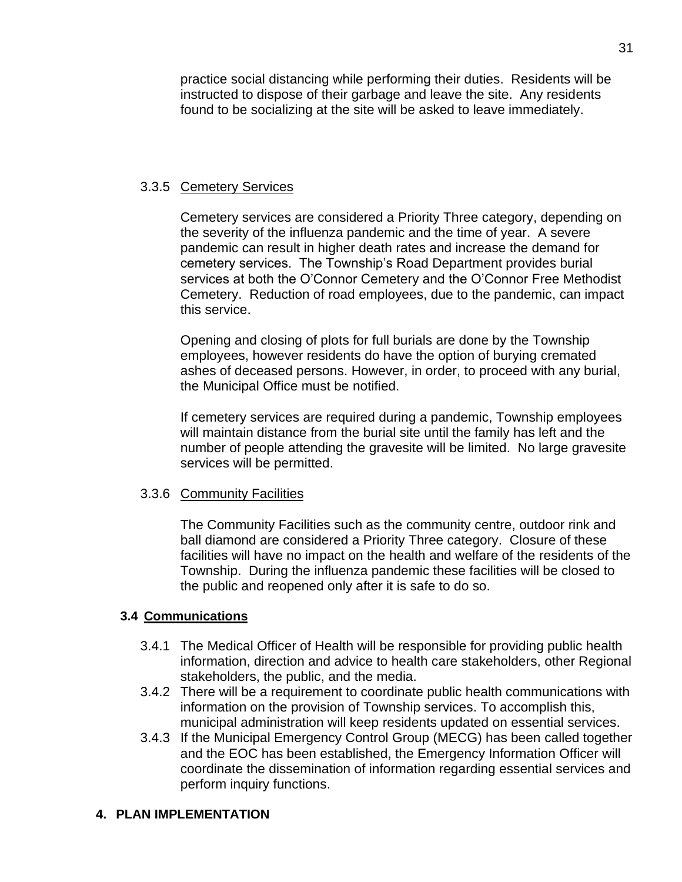practice social distancing while performing their duties. Residents will be instructed to dispose of their garbage and leave the site. Any residents found to be socializing at the site will be asked to leave immediately.

#### 3.3.5 Cemetery Services

Cemetery services are considered a Priority Three category, depending on the severity of the influenza pandemic and the time of year. A severe pandemic can result in higher death rates and increase the demand for cemetery services. The Township's Road Department provides burial services at both the O'Connor Cemetery and the O'Connor Free Methodist Cemetery. Reduction of road employees, due to the pandemic, can impact this service.

Opening and closing of plots for full burials are done by the Township employees, however residents do have the option of burying cremated ashes of deceased persons. However, in order, to proceed with any burial, the Municipal Office must be notified.

If cemetery services are required during a pandemic, Township employees will maintain distance from the burial site until the family has left and the number of people attending the gravesite will be limited. No large gravesite services will be permitted.

#### 3.3.6 Community Facilities

The Community Facilities such as the community centre, outdoor rink and ball diamond are considered a Priority Three category. Closure of these facilities will have no impact on the health and welfare of the residents of the Township. During the influenza pandemic these facilities will be closed to the public and reopened only after it is safe to do so.

### 3.4 Communications

3.4.1 The Medical Officer of Health will be responsible for providing public health information, direction and advice to health care stakeholders, other Regional stakeholders, the public, and the media.

3.4.2 There will be a requirement to coordinate public health communications with information on the provision of Township services. To accomplish this, municipal administration will keep residents updated on essential services.

3.4.3 If the Municipal Emergency Control Group (MECG) has been called together and the EOC has been established, the Emergency Information Officer will coordinate the dissemination of information regarding essential services and perform inquiry functions.

## 4. PLAN IMPLEMENTATION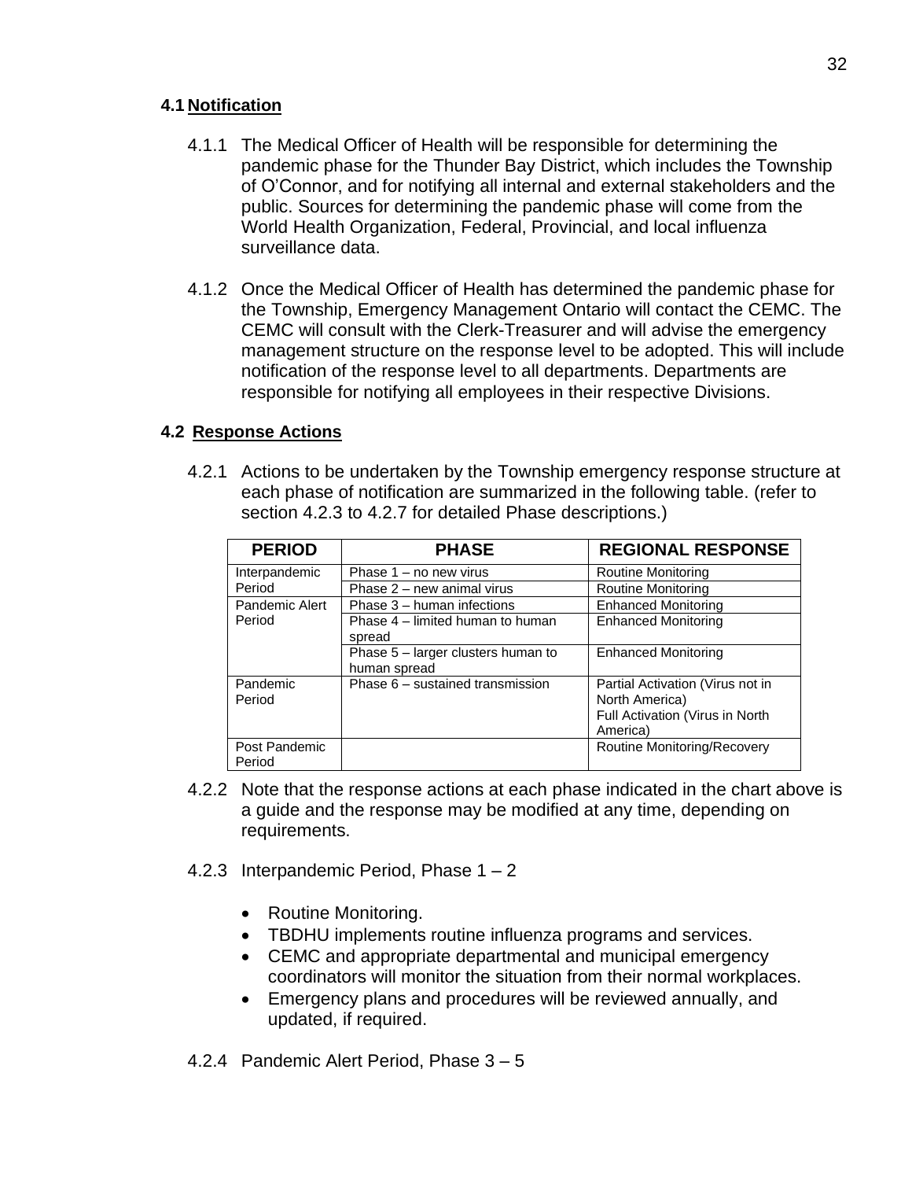## 4.1 Notification

4.1.1 The Medical Officer of Health will be responsible for determining the pandemic phase for the Thunder Bay District, which includes the Township of O'Connor, and for notifying all internal and external stakeholders and the public. Sources for determining the pandemic phase will come from the World Health Organization, Federal, Provincial, and local influenza surveillance data.

4.1.2 Once the Medical Officer of Health has determined the pandemic phase for the Township, Emergency Management Ontario will contact the CEMC. The CEMC will consult with the Clerk-Treasurer and will advise the emergency management structure on the response level to be adopted. This will include notification of the response level to all departments. Departments are responsible for notifying all employees in their respective Divisions.

## 4.2 Response Actions

4.2.1 Actions to be undertaken by the Township emergency response structure at each phase of notification are summarized in the following table. (refer to section 4.2.3 to 4.2.7 for detailed Phase descriptions.)

| PERIOD | PHASE | REGIONAL RESPONSE |
|---|---|---|
| Interpandemic Period | Phase 1 – no new virus | Routine Monitoring |
| | Phase 2 – new animal virus | Routine Monitoring |
| Pandemic Alert Period | Phase 3 – human infections | Enhanced Monitoring |
| | Phase 4 – limited human to human spread | Enhanced Monitoring |
| | Phase 5 – larger clusters human to human spread | Enhanced Monitoring |
| Pandemic Period | Phase 6 – sustained transmission | Partial Activation (Virus not in North America)<br>Full Activation (Virus in North America) |
| Post Pandemic Period | | Routine Monitoring/Recovery |

4.2.2 Note that the response actions at each phase indicated in the chart above is a guide and the response may be modified at any time, depending on requirements.

4.2.3 Interpandemic Period, Phase 1 – 2

- Routine Monitoring.
- TBDHU implements routine influenza programs and services.
- CEMC and appropriate departmental and municipal emergency coordinators will monitor the situation from their normal workplaces.
- Emergency plans and procedures will be reviewed annually, and updated, if required.

4.2.4 Pandemic Alert Period, Phase 3 – 5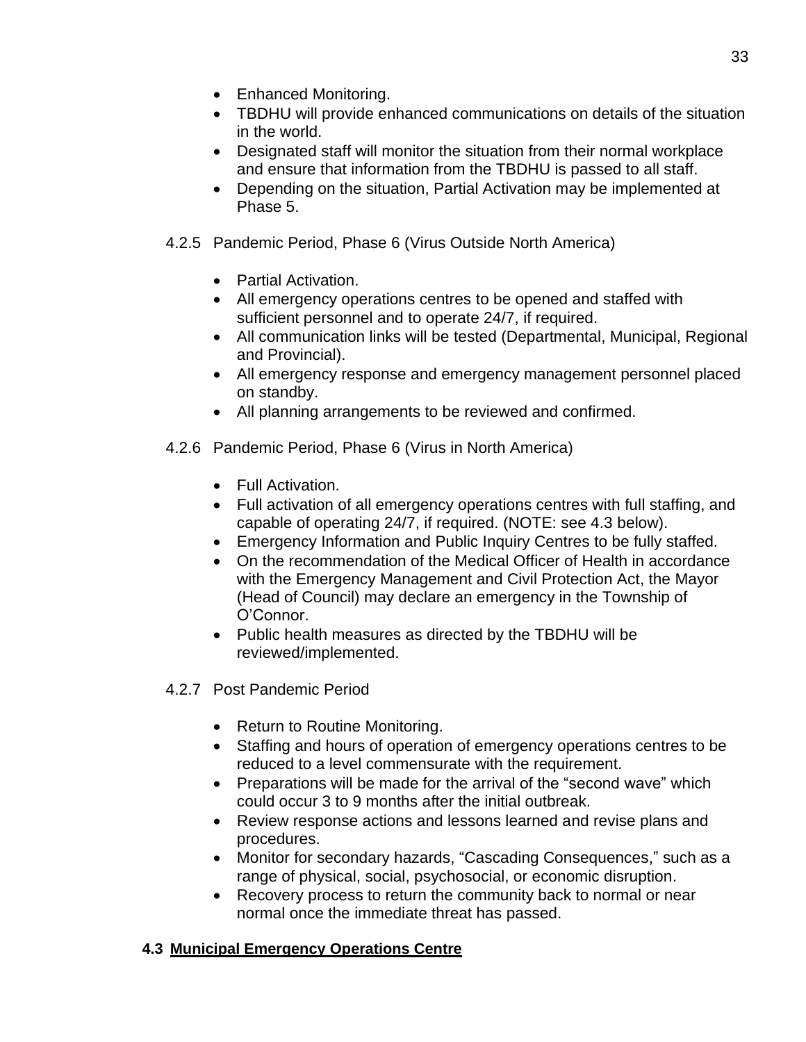- Enhanced Monitoring.
- TBDHU will provide enhanced communications on details of the situation in the world.
- Designated staff will monitor the situation from their normal workplace and ensure that information from the TBDHU is passed to all staff.
- Depending on the situation, Partial Activation may be implemented at Phase 5.

4.2.5 Pandemic Period, Phase 6 (Virus Outside North America)

- Partial Activation.
- All emergency operations centres to be opened and staffed with sufficient personnel and to operate 24/7, if required.
- All communication links will be tested (Departmental, Municipal, Regional and Provincial).
- All emergency response and emergency management personnel placed on standby.
- All planning arrangements to be reviewed and confirmed.

4.2.6 Pandemic Period, Phase 6 (Virus in North America)

- Full Activation.
- Full activation of all emergency operations centres with full staffing, and capable of operating 24/7, if required. (NOTE: see 4.3 below).
- Emergency Information and Public Inquiry Centres to be fully staffed.
- On the recommendation of the Medical Officer of Health in accordance with the Emergency Management and Civil Protection Act, the Mayor (Head of Council) may declare an emergency in the Township of O'Connor.
- Public health measures as directed by the TBDHU will be reviewed/implemented.

4.2.7 Post Pandemic Period

- Return to Routine Monitoring.
- Staffing and hours of operation of emergency operations centres to be reduced to a level commensurate with the requirement.
- Preparations will be made for the arrival of the "second wave" which could occur 3 to 9 months after the initial outbreak.
- Review response actions and lessons learned and revise plans and procedures.
- Monitor for secondary hazards, "Cascading Consequences," such as a range of physical, social, psychosocial, or economic disruption.
- Recovery process to return the community back to normal or near normal once the immediate threat has passed.

### 4.3 Municipal Emergency Operations Centre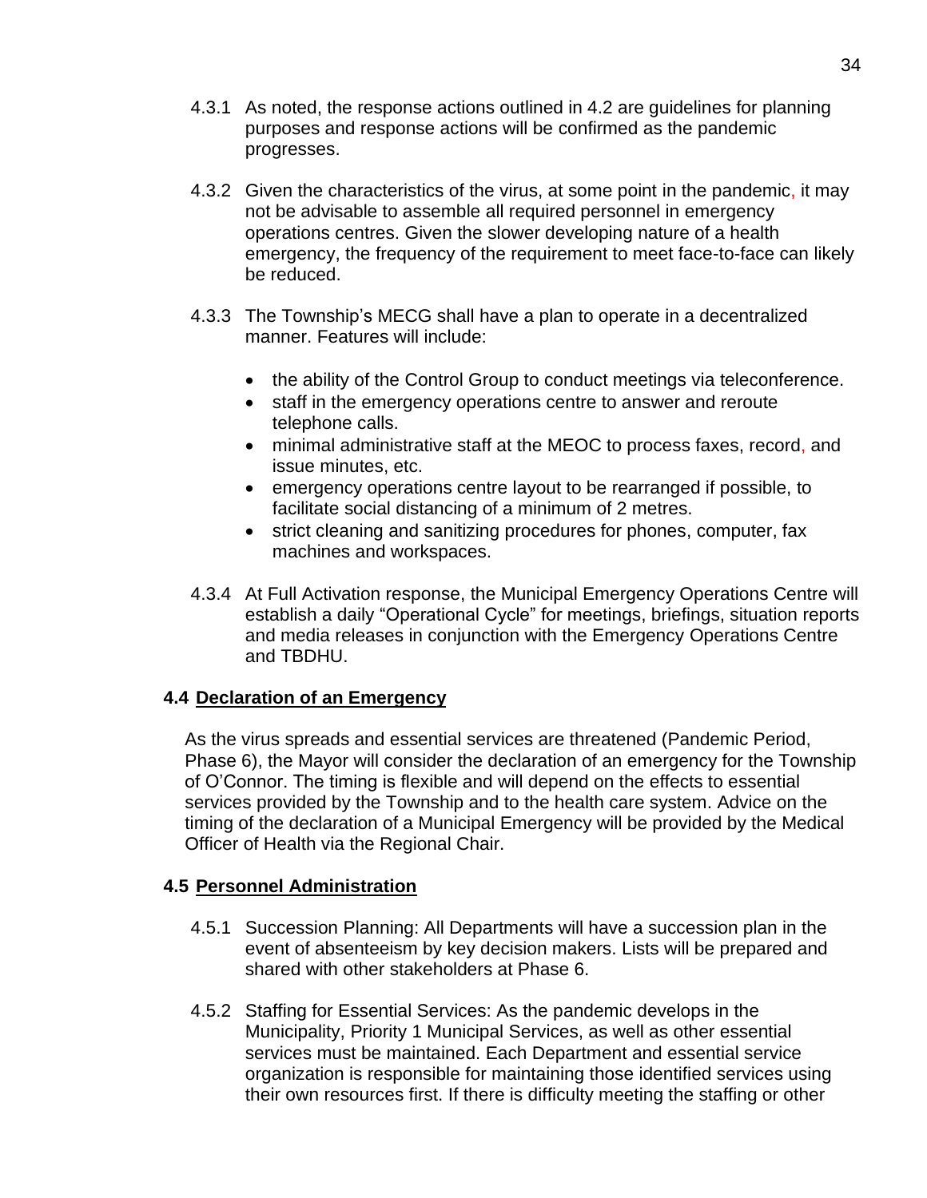4.3.1 As noted, the response actions outlined in 4.2 are guidelines for planning purposes and response actions will be confirmed as the pandemic progresses.

4.3.2 Given the characteristics of the virus, at some point in the pandemic, it may not be advisable to assemble all required personnel in emergency operations centres. Given the slower developing nature of a health emergency, the frequency of the requirement to meet face-to-face can likely be reduced.

4.3.3 The Township's MECG shall have a plan to operate in a decentralized manner. Features will include:

- the ability of the Control Group to conduct meetings via teleconference.
- staff in the emergency operations centre to answer and reroute telephone calls.
- minimal administrative staff at the MEOC to process faxes, record, and issue minutes, etc.
- emergency operations centre layout to be rearranged if possible, to facilitate social distancing of a minimum of 2 metres.
- strict cleaning and sanitizing procedures for phones, computer, fax machines and workspaces.

4.3.4 At Full Activation response, the Municipal Emergency Operations Centre will establish a daily "Operational Cycle" for meetings, briefings, situation reports and media releases in conjunction with the Emergency Operations Centre and TBDHU.

### 4.4 Declaration of an Emergency

As the virus spreads and essential services are threatened (Pandemic Period, Phase 6), the Mayor will consider the declaration of an emergency for the Township of O'Connor. The timing is flexible and will depend on the effects to essential services provided by the Township and to the health care system. Advice on the timing of the declaration of a Municipal Emergency will be provided by the Medical Officer of Health via the Regional Chair.

### 4.5 Personnel Administration

4.5.1 Succession Planning: All Departments will have a succession plan in the event of absenteeism by key decision makers. Lists will be prepared and shared with other stakeholders at Phase 6.

4.5.2 Staffing for Essential Services: As the pandemic develops in the Municipality, Priority 1 Municipal Services, as well as other essential services must be maintained. Each Department and essential service organization is responsible for maintaining those identified services using their own resources first. If there is difficulty meeting the staffing or other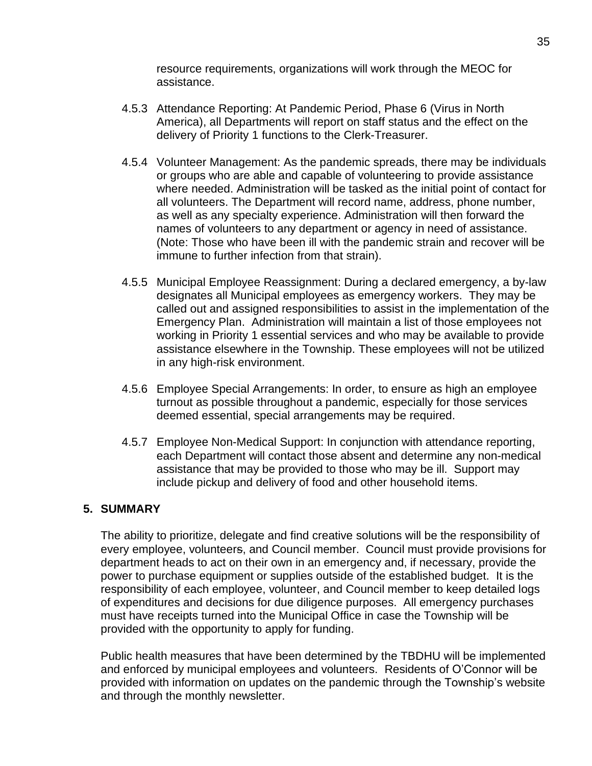resource requirements, organizations will work through the MEOC for assistance.

4.5.3 Attendance Reporting: At Pandemic Period, Phase 6 (Virus in North America), all Departments will report on staff status and the effect on the delivery of Priority 1 functions to the Clerk-Treasurer.

4.5.4 Volunteer Management: As the pandemic spreads, there may be individuals or groups who are able and capable of volunteering to provide assistance where needed. Administration will be tasked as the initial point of contact for all volunteers. The Department will record name, address, phone number, as well as any specialty experience. Administration will then forward the names of volunteers to any department or agency in need of assistance. (Note: Those who have been ill with the pandemic strain and recover will be immune to further infection from that strain).

4.5.5 Municipal Employee Reassignment: During a declared emergency, a by-law designates all Municipal employees as emergency workers. They may be called out and assigned responsibilities to assist in the implementation of the Emergency Plan. Administration will maintain a list of those employees not working in Priority 1 essential services and who may be available to provide assistance elsewhere in the Township. These employees will not be utilized in any high-risk environment.

4.5.6 Employee Special Arrangements: In order, to ensure as high an employee turnout as possible throughout a pandemic, especially for those services deemed essential, special arrangements may be required.

4.5.7 Employee Non-Medical Support: In conjunction with attendance reporting, each Department will contact those absent and determine any non-medical assistance that may be provided to those who may be ill. Support may include pickup and delivery of food and other household items.

## 5. SUMMARY

The ability to prioritize, delegate and find creative solutions will be the responsibility of every employee, volunteers, and Council member. Council must provide provisions for department heads to act on their own in an emergency and, if necessary, provide the power to purchase equipment or supplies outside of the established budget. It is the responsibility of each employee, volunteer, and Council member to keep detailed logs of expenditures and decisions for due diligence purposes. All emergency purchases must have receipts turned into the Municipal Office in case the Township will be provided with the opportunity to apply for funding.

Public health measures that have been determined by the TBDHU will be implemented and enforced by municipal employees and volunteers. Residents of O'Connor will be provided with information on updates on the pandemic through the Township's website and through the monthly newsletter.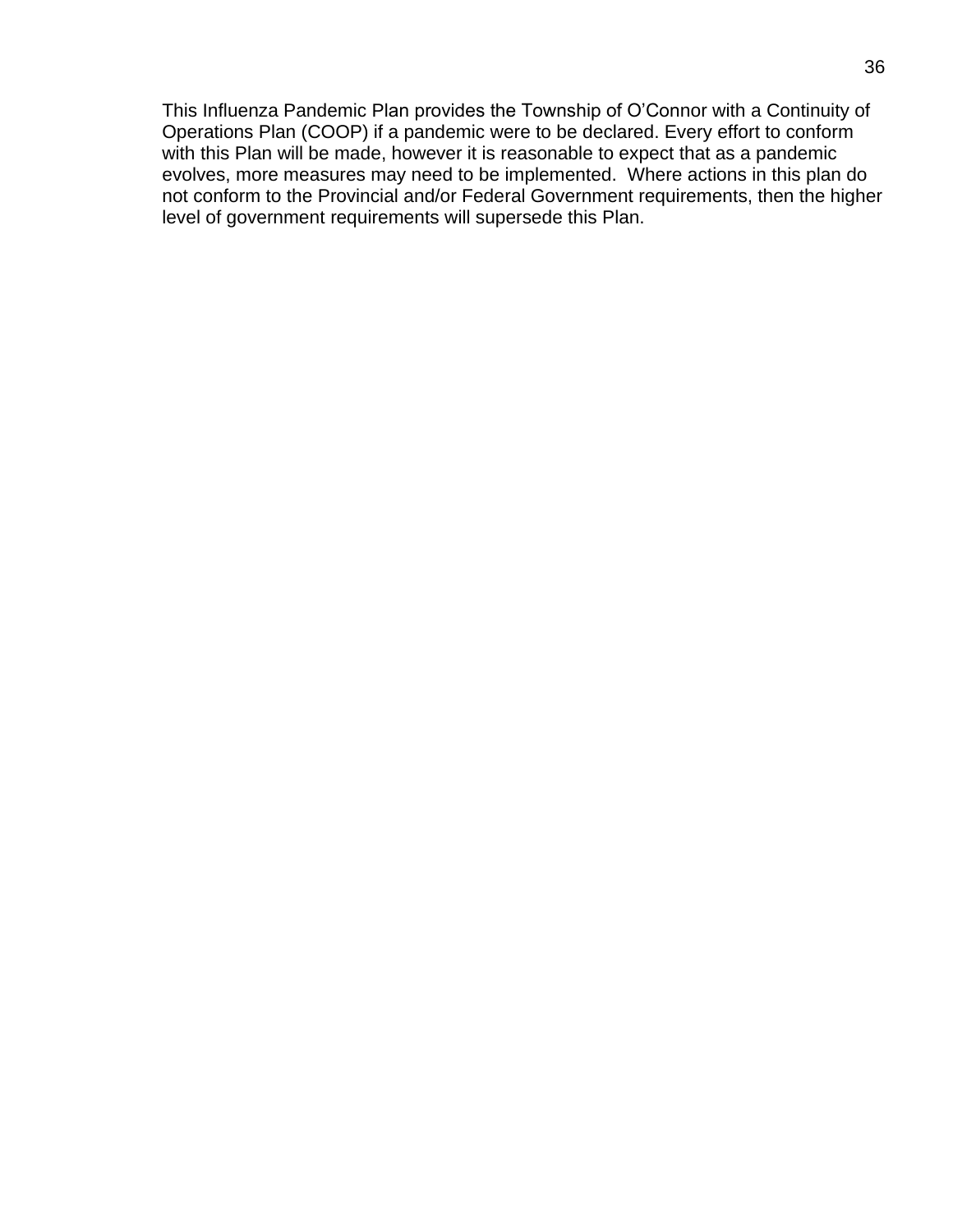This Influenza Pandemic Plan provides the Township of O'Connor with a Continuity of Operations Plan (COOP) if a pandemic were to be declared. Every effort to conform with this Plan will be made, however it is reasonable to expect that as a pandemic evolves, more measures may need to be implemented. Where actions in this plan do not conform to the Provincial and/or Federal Government requirements, then the higher level of government requirements will supersede this Plan.